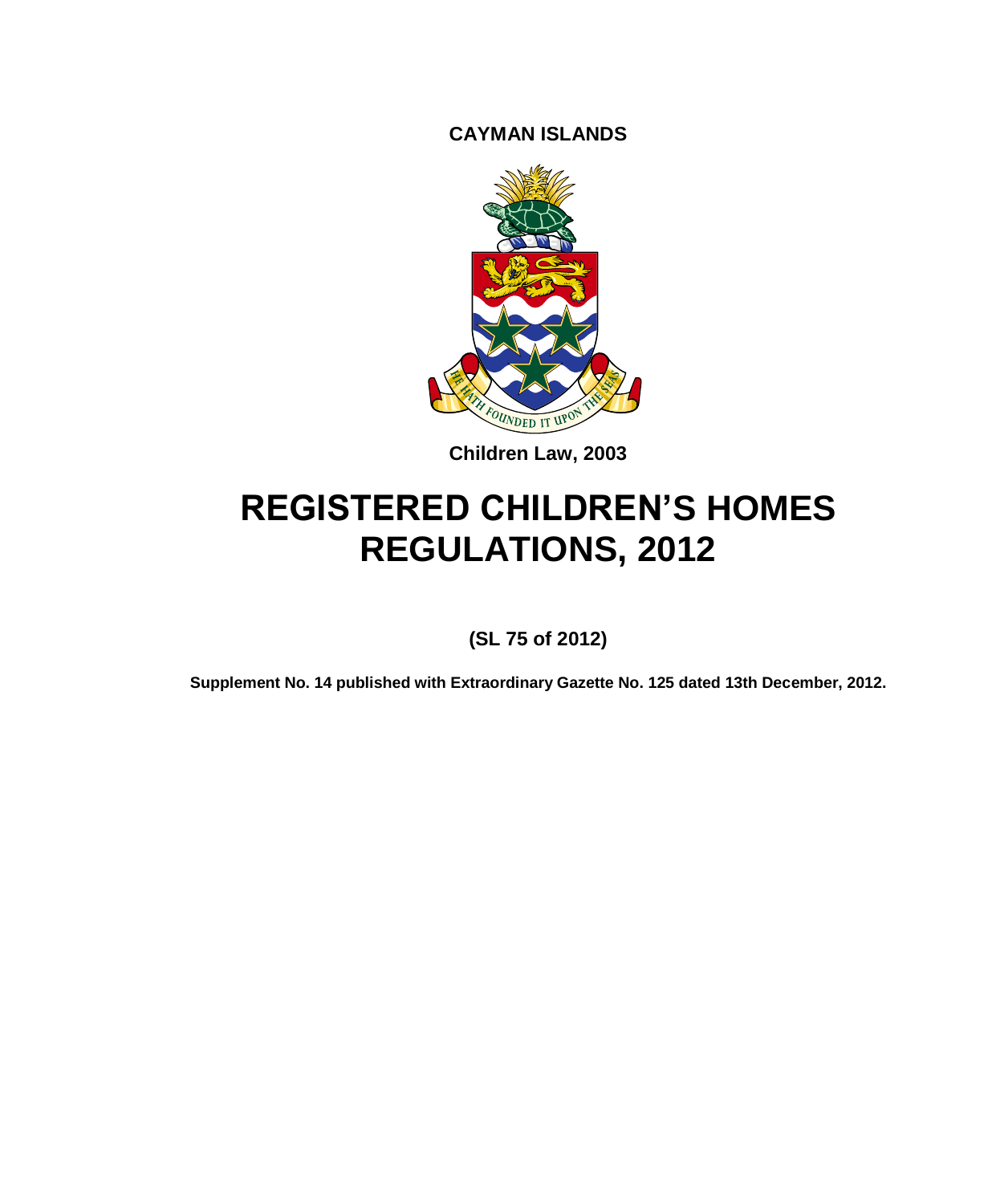**CAYMAN ISLANDS**

**Children Law, 2003**

# REGISTERED CHILDREN'S HOMES REGULATIONS, 2012

**(SL 75 of 2012)**

**Supplement No. 14 published with Extraordinary Gazette No. 125 dated 13th December, 2012.**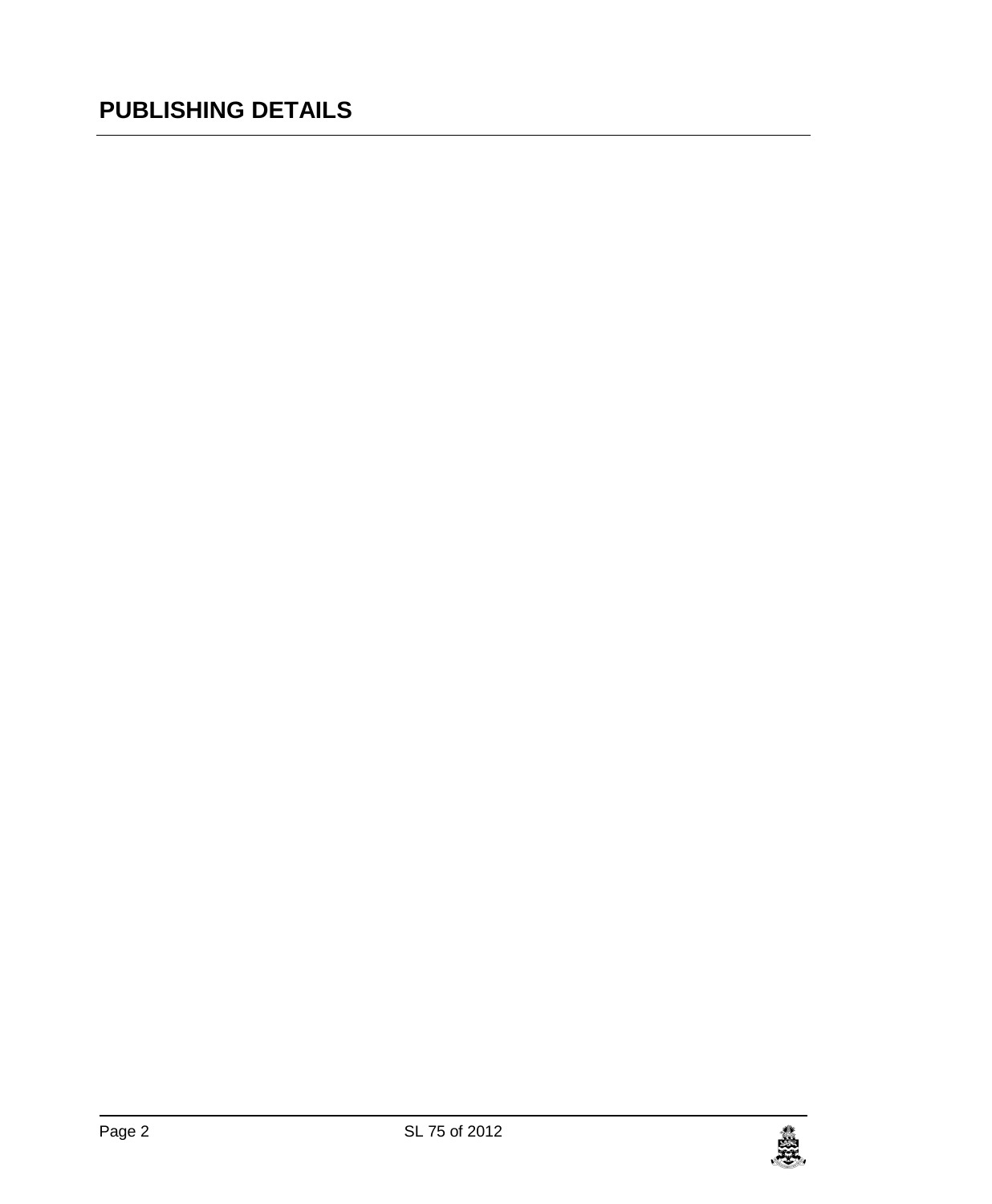## PUBLISHING DETAILS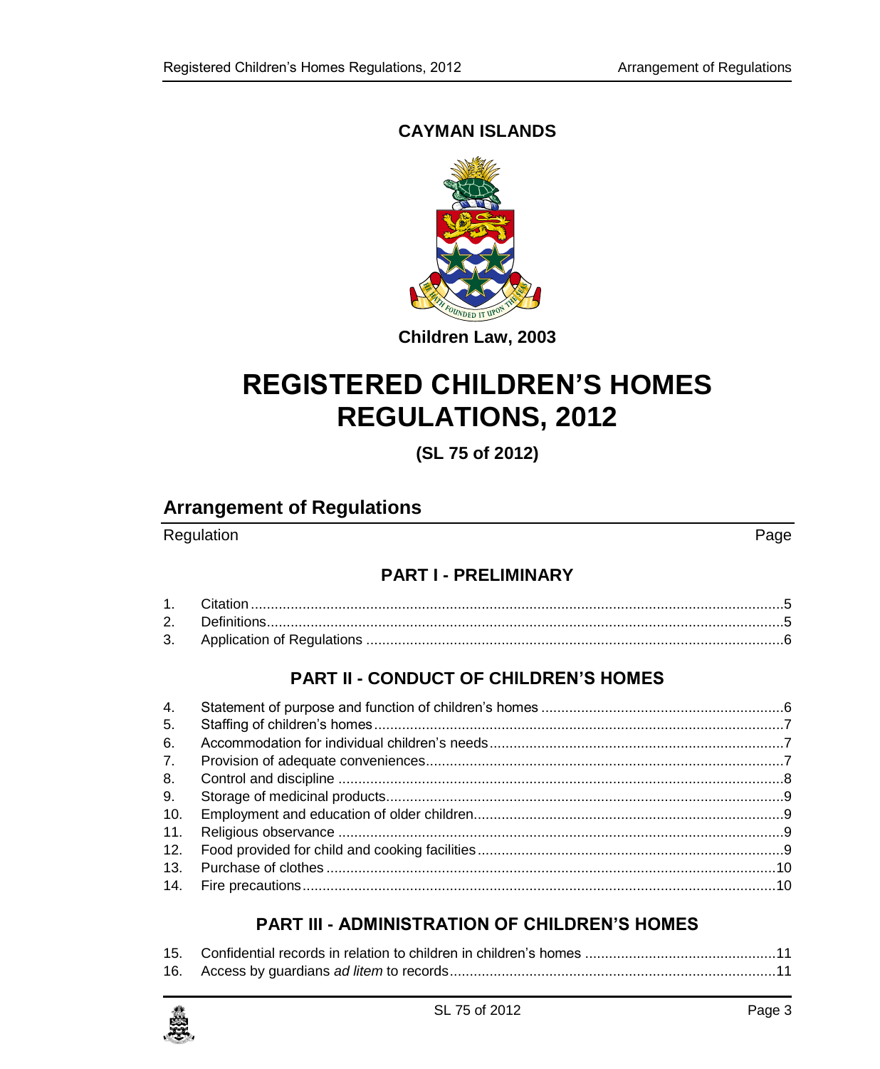**CAYMAN ISLANDS**

**Children Law, 2003**

# REGISTERED CHILDREN'S HOMES REGULATIONS, 2012

**(SL 75 of 2012)**

## Arrangement of Regulations

| Regulation | | Page |
|---|---|---|
| | **PART I - PRELIMINARY** | |
| 1. | Citation | 5 |
| 2. | Definitions | 5 |
| 3. | Application of Regulations | 6 |
| | **PART II - CONDUCT OF CHILDREN'S HOMES** | |
| 4. | Statement of purpose and function of children's homes | 6 |
| 5. | Staffing of children's homes | 7 |
| 6. | Accommodation for individual children's needs | 7 |
| 7. | Provision of adequate conveniences | 7 |
| 8. | Control and discipline | 8 |
| 9. | Storage of medicinal products | 9 |
| 10. | Employment and education of older children | 9 |
| 11. | Religious observance | 9 |
| 12. | Food provided for child and cooking facilities | 9 |
| 13. | Purchase of clothes | 10 |
| 14. | Fire precautions | 10 |
| | **PART III - ADMINISTRATION OF CHILDREN'S HOMES** | |
| 15. | Confidential records in relation to children in children's homes | 11 |
| 16. | Access by guardians *ad litem* to records | 11 |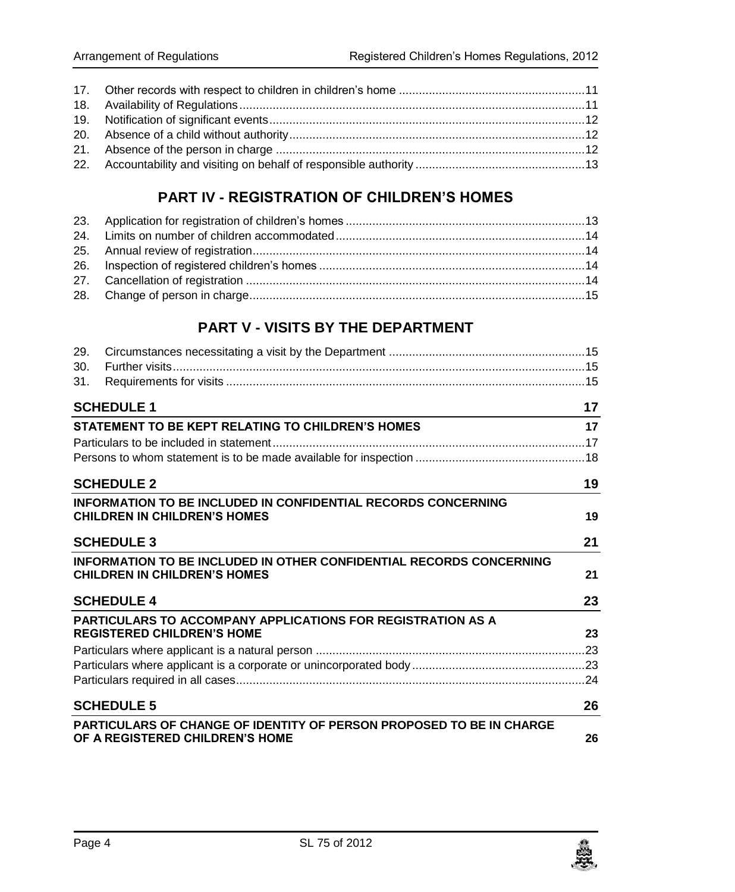17. Other records with respect to children in children's home ........................................................11
18. Availability of Regulations........................................................................................................11
19. Notification of significant events...............................................................................................12
20. Absence of a child without authority.........................................................................................12
21. Absence of the person in charge .............................................................................................12
22. Accountability and visiting on behalf of responsible authority ...................................................13

## PART IV - REGISTRATION OF CHILDREN'S HOMES

23. Application for registration of children's homes ........................................................................13
24. Limits on number of children accommodated...........................................................................14
25. Annual review of registration....................................................................................................14
26. Inspection of registered children's homes ................................................................................14
27. Cancellation of registration ......................................................................................................14
28. Change of person in charge.....................................................................................................15

## PART V - VISITS BY THE DEPARTMENT

29. Circumstances necessitating a visit by the Department ...........................................................15
30. Further visits............................................................................................................................15
31. Requirements for visits ............................................................................................................15

**SCHEDULE 1** 17

**STATEMENT TO BE KEPT RELATING TO CHILDREN'S HOMES** 17

Particulars to be included in statement..............................................................................................17
Persons to whom statement is to be made available for inspection ...................................................18

**SCHEDULE 2** 19

**INFORMATION TO BE INCLUDED IN CONFIDENTIAL RECORDS CONCERNING CHILDREN IN CHILDREN'S HOMES** 19

**SCHEDULE 3** 21

**INFORMATION TO BE INCLUDED IN OTHER CONFIDENTIAL RECORDS CONCERNING CHILDREN IN CHILDREN'S HOMES** 21

**SCHEDULE 4** 23

**PARTICULARS TO ACCOMPANY APPLICATIONS FOR REGISTRATION AS A REGISTERED CHILDREN'S HOME** 23

Particulars where applicant is a natural person .................................................................................23
Particulars where applicant is a corporate or unincorporated body....................................................23
Particulars required in all cases.........................................................................................................24

**SCHEDULE 5** 26

**PARTICULARS OF CHANGE OF IDENTITY OF PERSON PROPOSED TO BE IN CHARGE OF A REGISTERED CHILDREN'S HOME** 26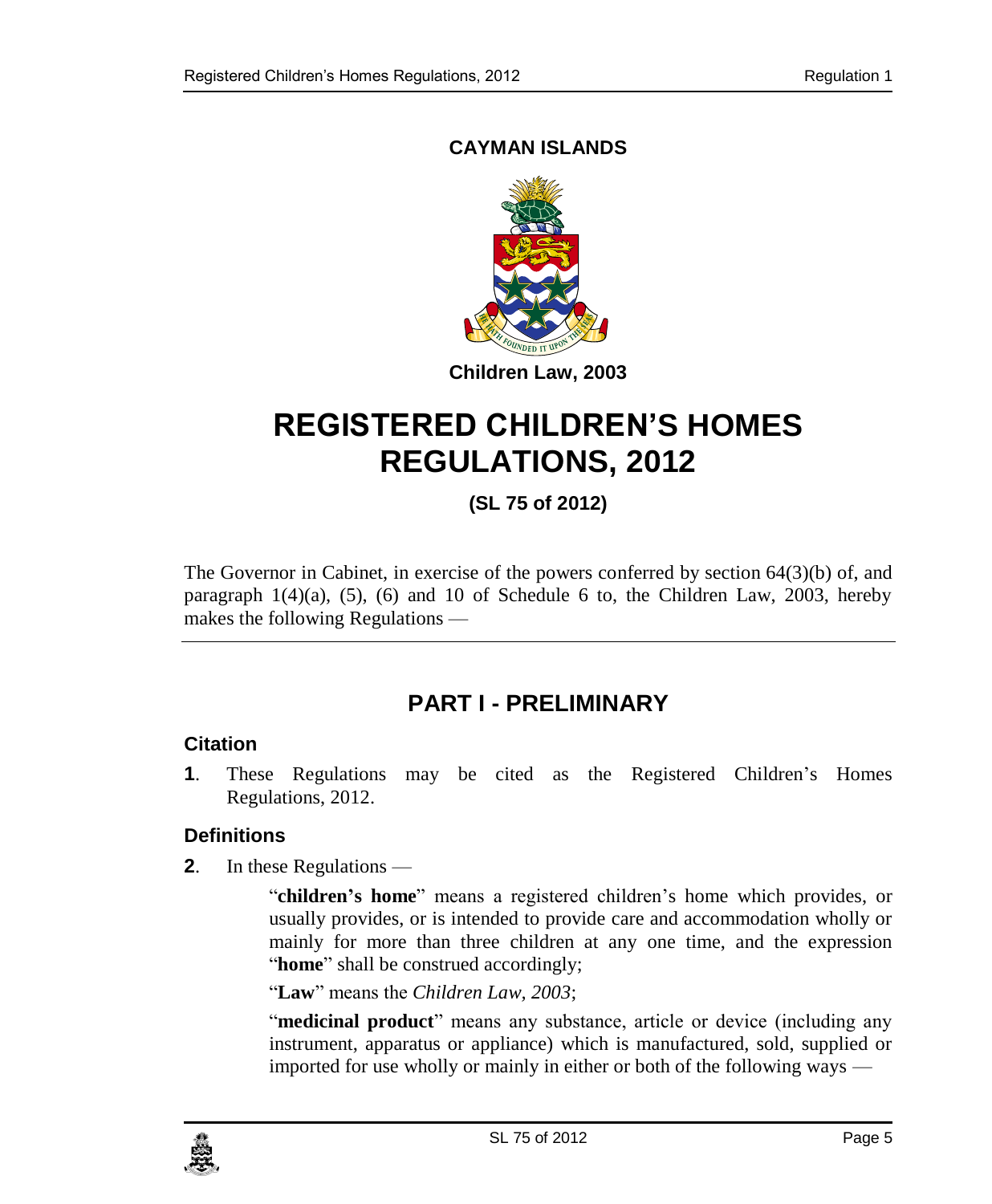**CAYMAN ISLANDS**

**Children Law, 2003**

# REGISTERED CHILDREN'S HOMES REGULATIONS, 2012

**(SL 75 of 2012)**

The Governor in Cabinet, in exercise of the powers conferred by section 64(3)(b) of, and paragraph 1(4)(a), (5), (6) and 10 of Schedule 6 to, the Children Law, 2003, hereby makes the following Regulations —

## PART I - PRELIMINARY

### Citation

**1**. These Regulations may be cited as the Registered Children's Homes Regulations, 2012.

### Definitions

**2**. In these Regulations —

"**children's home**" means a registered children's home which provides, or usually provides, or is intended to provide care and accommodation wholly or mainly for more than three children at any one time, and the expression "**home**" shall be construed accordingly;

"**Law**" means the *Children Law, 2003*;

"**medicinal product**" means any substance, article or device (including any instrument, apparatus or appliance) which is manufactured, sold, supplied or imported for use wholly or mainly in either or both of the following ways —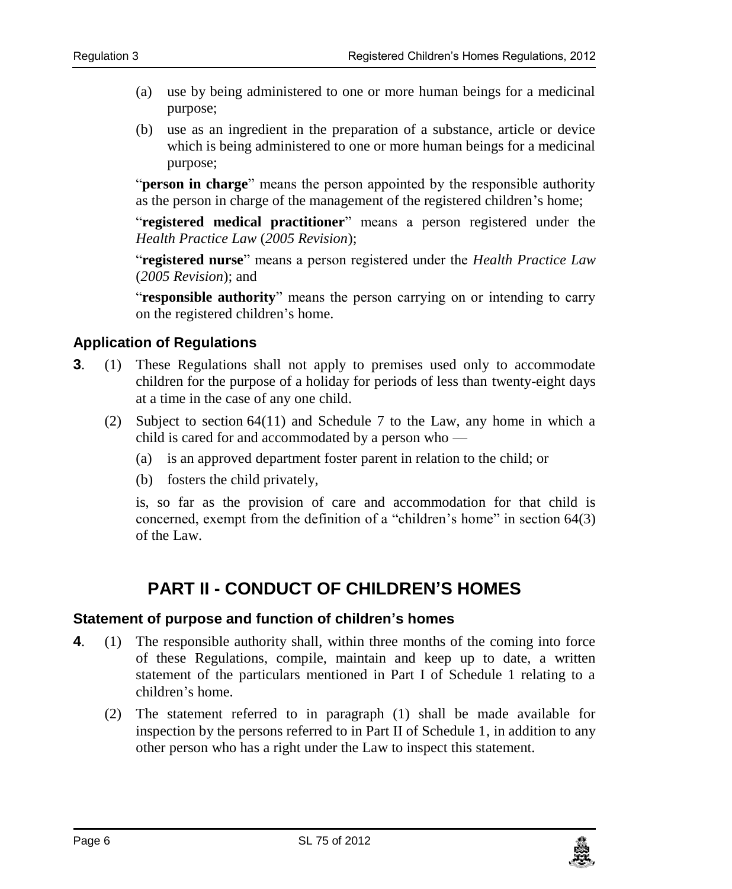(a) use by being administered to one or more human beings for a medicinal purpose;

(b) use as an ingredient in the preparation of a substance, article or device which is being administered to one or more human beings for a medicinal purpose;

"**person in charge**" means the person appointed by the responsible authority as the person in charge of the management of the registered children's home;

"**registered medical practitioner**" means a person registered under the *Health Practice Law* (*2005 Revision*);

"**registered nurse**" means a person registered under the *Health Practice Law* (*2005 Revision*); and

"**responsible authority**" means the person carrying on or intending to carry on the registered children's home.

### Application of Regulations

**3**. (1) These Regulations shall not apply to premises used only to accommodate children for the purpose of a holiday for periods of less than twenty-eight days at a time in the case of any one child.

(2) Subject to section 64(11) and Schedule 7 to the Law, any home in which a child is cared for and accommodated by a person who —

(a) is an approved department foster parent in relation to the child; or

(b) fosters the child privately,

is, so far as the provision of care and accommodation for that child is concerned, exempt from the definition of a "children's home" in section 64(3) of the Law.

## PART II - CONDUCT OF CHILDREN'S HOMES

### Statement of purpose and function of children's homes

**4**. (1) The responsible authority shall, within three months of the coming into force of these Regulations, compile, maintain and keep up to date, a written statement of the particulars mentioned in Part I of Schedule 1 relating to a children's home.

(2) The statement referred to in paragraph (1) shall be made available for inspection by the persons referred to in Part II of Schedule 1, in addition to any other person who has a right under the Law to inspect this statement.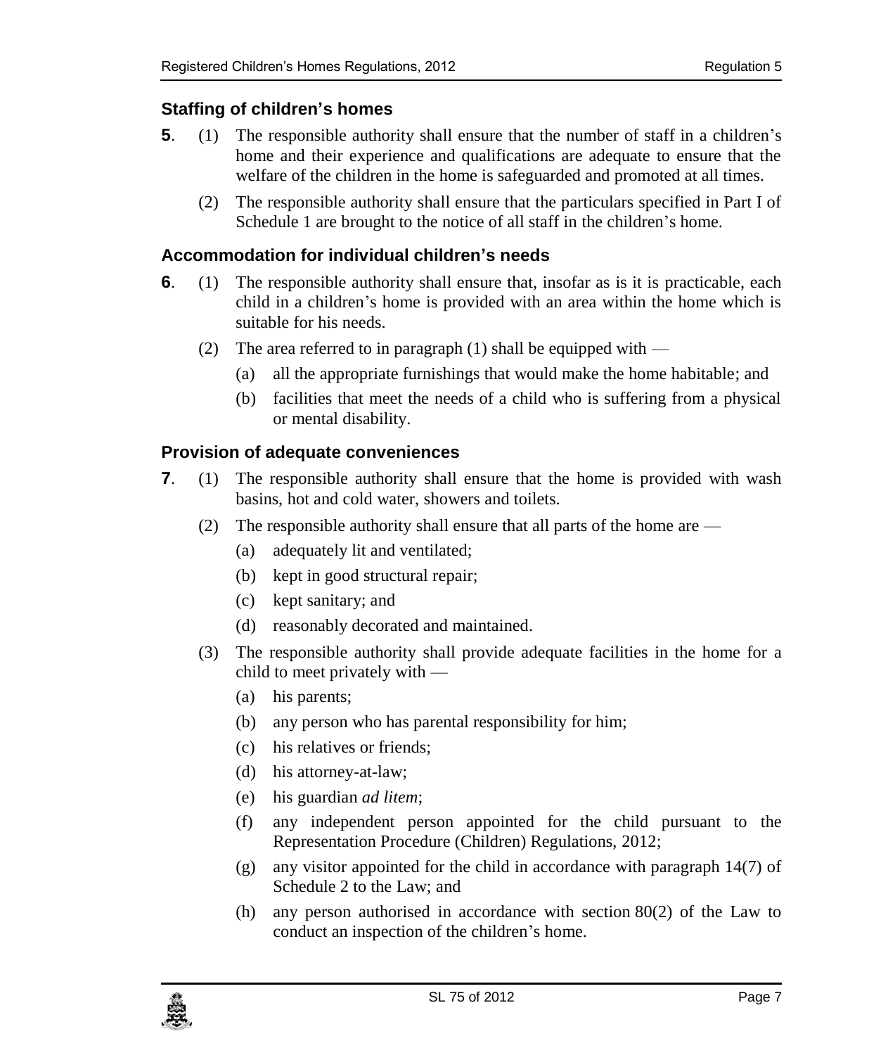### Staffing of children's homes

**5**. (1) The responsible authority shall ensure that the number of staff in a children's home and their experience and qualifications are adequate to ensure that the welfare of the children in the home is safeguarded and promoted at all times.

(2) The responsible authority shall ensure that the particulars specified in Part I of Schedule 1 are brought to the notice of all staff in the children's home.

### Accommodation for individual children's needs

**6**. (1) The responsible authority shall ensure that, insofar as is it is practicable, each child in a children's home is provided with an area within the home which is suitable for his needs.

(2) The area referred to in paragraph (1) shall be equipped with —

(a) all the appropriate furnishings that would make the home habitable; and

(b) facilities that meet the needs of a child who is suffering from a physical or mental disability.

### Provision of adequate conveniences

**7**. (1) The responsible authority shall ensure that the home is provided with wash basins, hot and cold water, showers and toilets.

(2) The responsible authority shall ensure that all parts of the home are —

(a) adequately lit and ventilated;

(b) kept in good structural repair;

(c) kept sanitary; and

(d) reasonably decorated and maintained.

(3) The responsible authority shall provide adequate facilities in the home for a child to meet privately with —

(a) his parents;

(b) any person who has parental responsibility for him;

(c) his relatives or friends;

(d) his attorney-at-law;

(e) his guardian *ad litem*;

(f) any independent person appointed for the child pursuant to the Representation Procedure (Children) Regulations, 2012;

(g) any visitor appointed for the child in accordance with paragraph 14(7) of Schedule 2 to the Law; and

(h) any person authorised in accordance with section 80(2) of the Law to conduct an inspection of the children's home.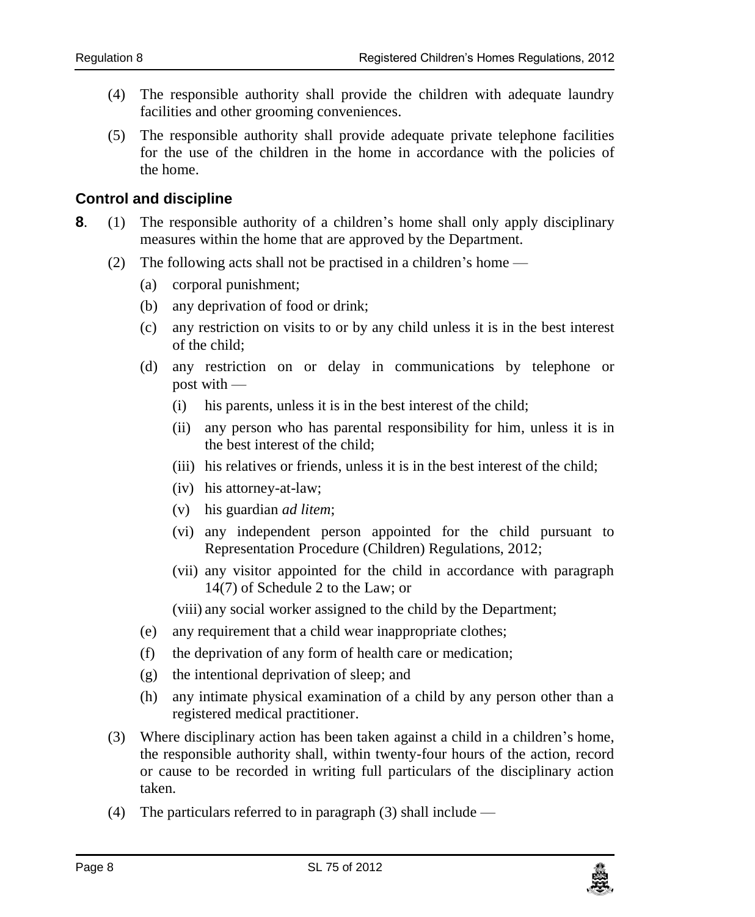(4) The responsible authority shall provide the children with adequate laundry facilities and other grooming conveniences.

(5) The responsible authority shall provide adequate private telephone facilities for the use of the children in the home in accordance with the policies of the home.

### Control and discipline

**8**. (1) The responsible authority of a children's home shall only apply disciplinary measures within the home that are approved by the Department.

(2) The following acts shall not be practised in a children's home —

- (a) corporal punishment;
- (b) any deprivation of food or drink;
- (c) any restriction on visits to or by any child unless it is in the best interest of the child;
- (d) any restriction on or delay in communications by telephone or post with —
  - (i) his parents, unless it is in the best interest of the child;
  - (ii) any person who has parental responsibility for him, unless it is in the best interest of the child;
  - (iii) his relatives or friends, unless it is in the best interest of the child;
  - (iv) his attorney-at-law;
  - (v) his guardian *ad litem*;
  - (vi) any independent person appointed for the child pursuant to Representation Procedure (Children) Regulations, 2012;
  - (vii) any visitor appointed for the child in accordance with paragraph 14(7) of Schedule 2 to the Law; or
  - (viii) any social worker assigned to the child by the Department;
- (e) any requirement that a child wear inappropriate clothes;
- (f) the deprivation of any form of health care or medication;
- (g) the intentional deprivation of sleep; and
- (h) any intimate physical examination of a child by any person other than a registered medical practitioner.

(3) Where disciplinary action has been taken against a child in a children's home, the responsible authority shall, within twenty-four hours of the action, record or cause to be recorded in writing full particulars of the disciplinary action taken.

(4) The particulars referred to in paragraph (3) shall include —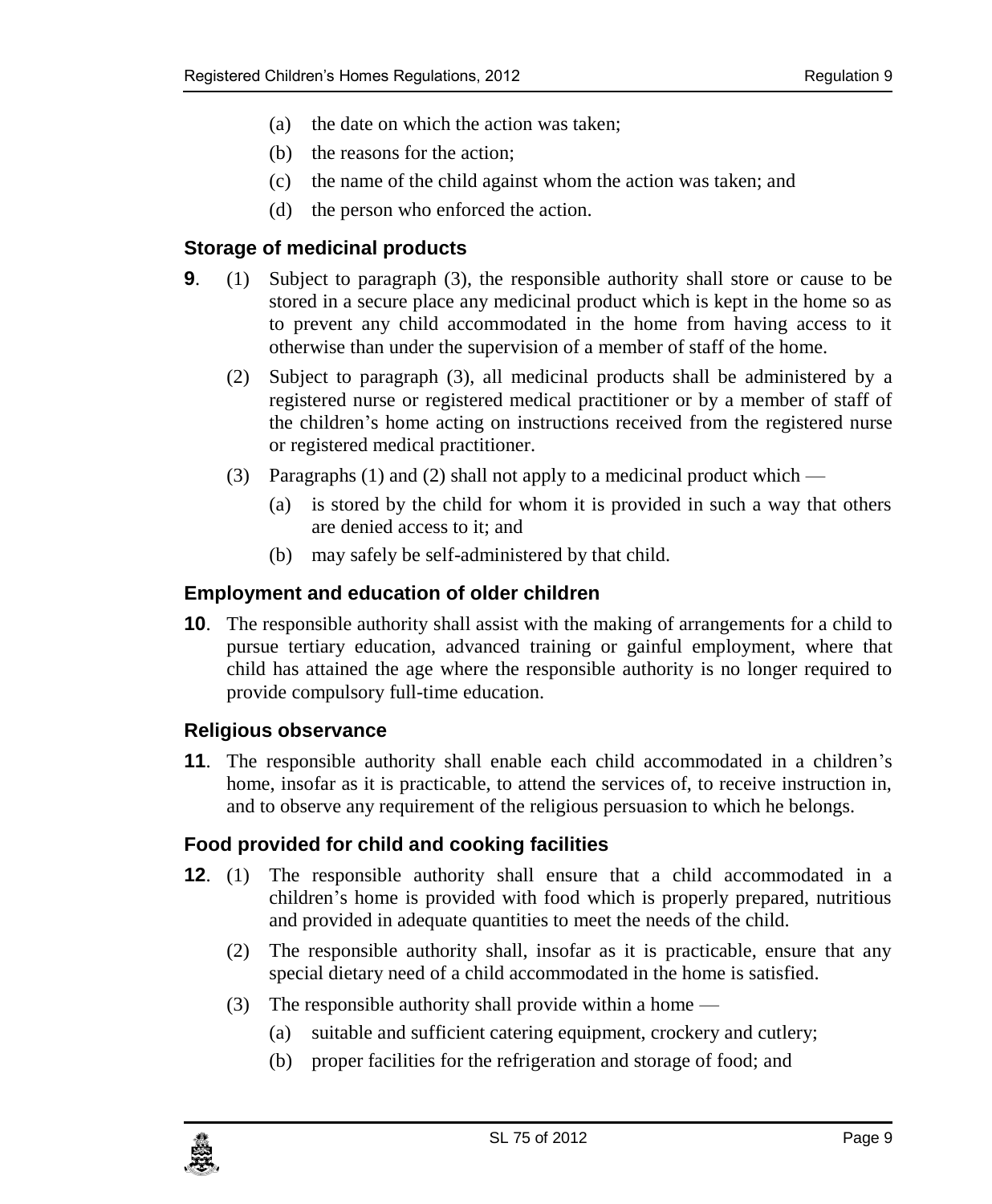(a) the date on which the action was taken;

(b) the reasons for the action;

(c) the name of the child against whom the action was taken; and

(d) the person who enforced the action.

### Storage of medicinal products

**9**. (1) Subject to paragraph (3), the responsible authority shall store or cause to be stored in a secure place any medicinal product which is kept in the home so as to prevent any child accommodated in the home from having access to it otherwise than under the supervision of a member of staff of the home.

(2) Subject to paragraph (3), all medicinal products shall be administered by a registered nurse or registered medical practitioner or by a member of staff of the children's home acting on instructions received from the registered nurse or registered medical practitioner.

(3) Paragraphs (1) and (2) shall not apply to a medicinal product which —

(a) is stored by the child for whom it is provided in such a way that others are denied access to it; and

(b) may safely be self-administered by that child.

### Employment and education of older children

**10**. The responsible authority shall assist with the making of arrangements for a child to pursue tertiary education, advanced training or gainful employment, where that child has attained the age where the responsible authority is no longer required to provide compulsory full-time education.

### Religious observance

**11**. The responsible authority shall enable each child accommodated in a children's home, insofar as it is practicable, to attend the services of, to receive instruction in, and to observe any requirement of the religious persuasion to which he belongs.

### Food provided for child and cooking facilities

**12**. (1) The responsible authority shall ensure that a child accommodated in a children's home is provided with food which is properly prepared, nutritious and provided in adequate quantities to meet the needs of the child.

(2) The responsible authority shall, insofar as it is practicable, ensure that any special dietary need of a child accommodated in the home is satisfied.

(3) The responsible authority shall provide within a home —

(a) suitable and sufficient catering equipment, crockery and cutlery;

(b) proper facilities for the refrigeration and storage of food; and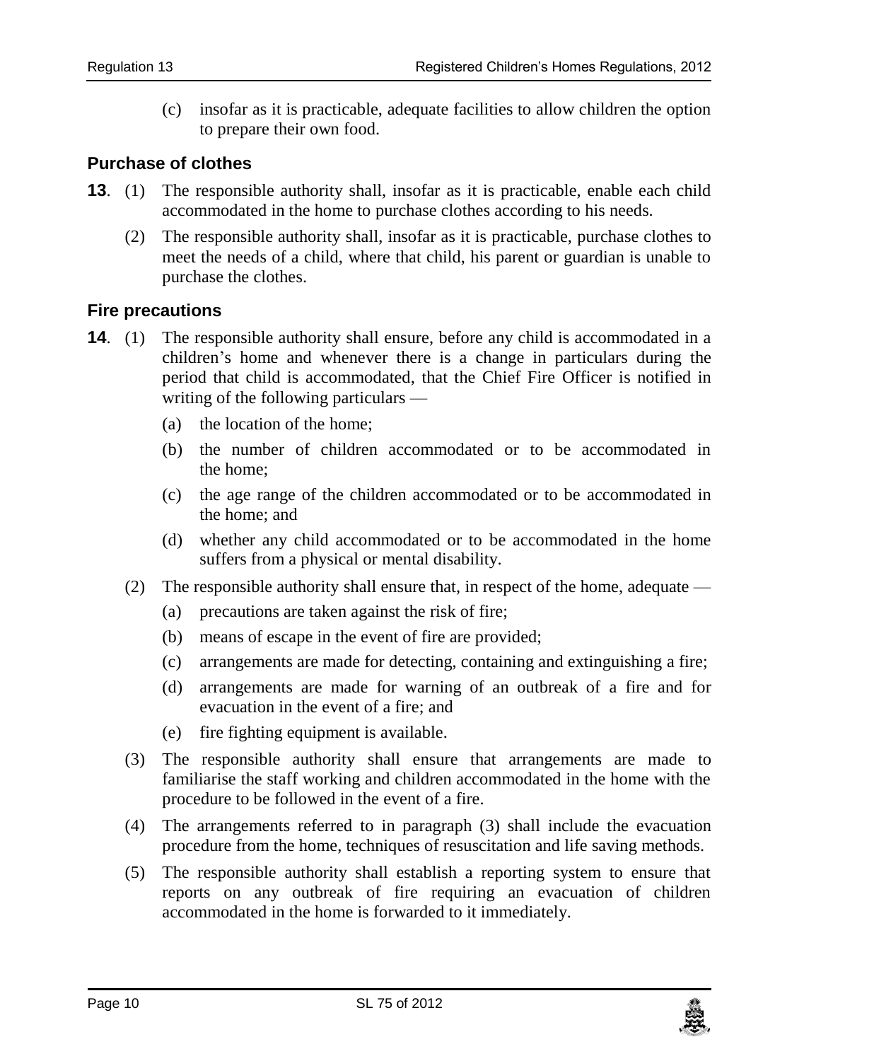(c) insofar as it is practicable, adequate facilities to allow children the option to prepare their own food.

### Purchase of clothes

**13**. (1) The responsible authority shall, insofar as it is practicable, enable each child accommodated in the home to purchase clothes according to his needs.

(2) The responsible authority shall, insofar as it is practicable, purchase clothes to meet the needs of a child, where that child, his parent or guardian is unable to purchase the clothes.

### Fire precautions

**14**. (1) The responsible authority shall ensure, before any child is accommodated in a children's home and whenever there is a change in particulars during the period that child is accommodated, that the Chief Fire Officer is notified in writing of the following particulars —

(a) the location of the home;

(b) the number of children accommodated or to be accommodated in the home;

(c) the age range of the children accommodated or to be accommodated in the home; and

(d) whether any child accommodated or to be accommodated in the home suffers from a physical or mental disability.

(2) The responsible authority shall ensure that, in respect of the home, adequate —

(a) precautions are taken against the risk of fire;

(b) means of escape in the event of fire are provided;

(c) arrangements are made for detecting, containing and extinguishing a fire;

(d) arrangements are made for warning of an outbreak of a fire and for evacuation in the event of a fire; and

(e) fire fighting equipment is available.

(3) The responsible authority shall ensure that arrangements are made to familiarise the staff working and children accommodated in the home with the procedure to be followed in the event of a fire.

(4) The arrangements referred to in paragraph (3) shall include the evacuation procedure from the home, techniques of resuscitation and life saving methods.

(5) The responsible authority shall establish a reporting system to ensure that reports on any outbreak of fire requiring an evacuation of children accommodated in the home is forwarded to it immediately.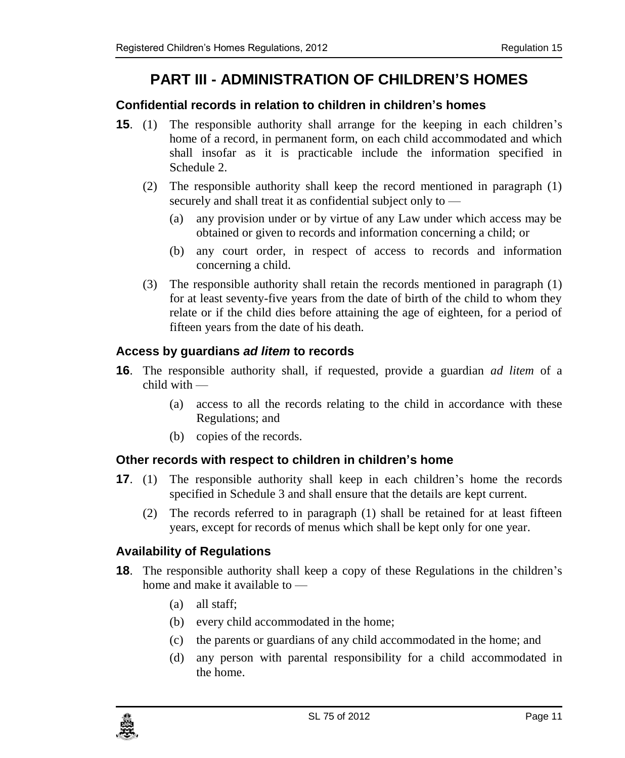# PART III - ADMINISTRATION OF CHILDREN'S HOMES

### Confidential records in relation to children in children's homes

**15**. (1) The responsible authority shall arrange for the keeping in each children's home of a record, in permanent form, on each child accommodated and which shall insofar as it is practicable include the information specified in Schedule 2.

(2) The responsible authority shall keep the record mentioned in paragraph (1) securely and shall treat it as confidential subject only to —

(a) any provision under or by virtue of any Law under which access may be obtained or given to records and information concerning a child; or

(b) any court order, in respect of access to records and information concerning a child.

(3) The responsible authority shall retain the records mentioned in paragraph (1) for at least seventy-five years from the date of birth of the child to whom they relate or if the child dies before attaining the age of eighteen, for a period of fifteen years from the date of his death.

### Access by guardians *ad litem* to records

**16**. The responsible authority shall, if requested, provide a guardian *ad litem* of a child with —

(a) access to all the records relating to the child in accordance with these Regulations; and

(b) copies of the records.

### Other records with respect to children in children's home

**17**. (1) The responsible authority shall keep in each children's home the records specified in Schedule 3 and shall ensure that the details are kept current.

(2) The records referred to in paragraph (1) shall be retained for at least fifteen years, except for records of menus which shall be kept only for one year.

### Availability of Regulations

**18**. The responsible authority shall keep a copy of these Regulations in the children's home and make it available to —

(a) all staff;

(b) every child accommodated in the home;

(c) the parents or guardians of any child accommodated in the home; and

(d) any person with parental responsibility for a child accommodated in the home.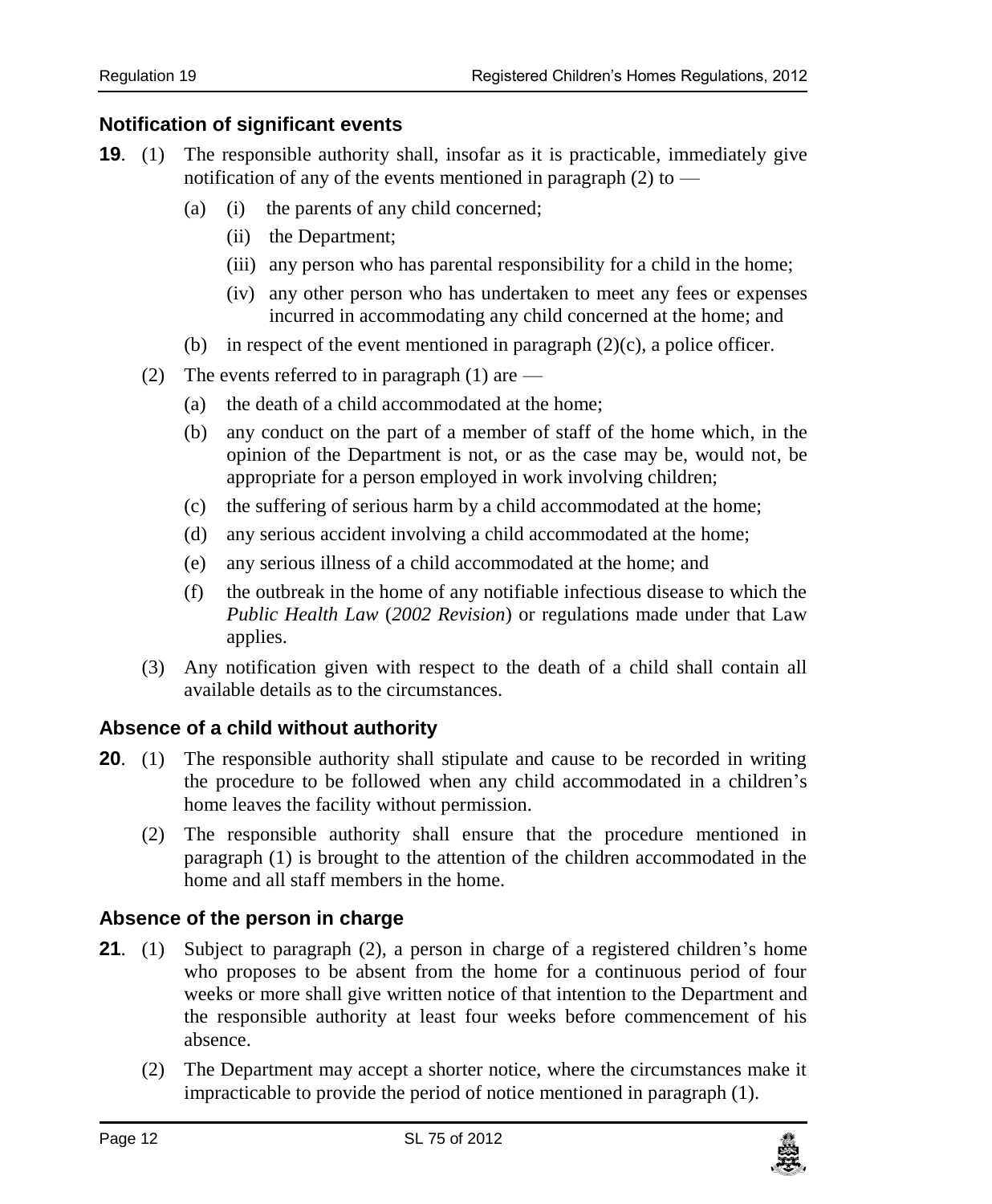### Notification of significant events

**19**. (1) The responsible authority shall, insofar as it is practicable, immediately give notification of any of the events mentioned in paragraph (2) to —

(a) (i) the parents of any child concerned;

(ii) the Department;

(iii) any person who has parental responsibility for a child in the home;

(iv) any other person who has undertaken to meet any fees or expenses incurred in accommodating any child concerned at the home; and

(b) in respect of the event mentioned in paragraph (2)(c), a police officer.

(2) The events referred to in paragraph (1) are —

(a) the death of a child accommodated at the home;

(b) any conduct on the part of a member of staff of the home which, in the opinion of the Department is not, or as the case may be, would not, be appropriate for a person employed in work involving children;

(c) the suffering of serious harm by a child accommodated at the home;

(d) any serious accident involving a child accommodated at the home;

(e) any serious illness of a child accommodated at the home; and

(f) the outbreak in the home of any notifiable infectious disease to which the *Public Health Law* (*2002 Revision*) or regulations made under that Law applies.

(3) Any notification given with respect to the death of a child shall contain all available details as to the circumstances.

### Absence of a child without authority

**20**. (1) The responsible authority shall stipulate and cause to be recorded in writing the procedure to be followed when any child accommodated in a children's home leaves the facility without permission.

(2) The responsible authority shall ensure that the procedure mentioned in paragraph (1) is brought to the attention of the children accommodated in the home and all staff members in the home.

### Absence of the person in charge

**21**. (1) Subject to paragraph (2), a person in charge of a registered children's home who proposes to be absent from the home for a continuous period of four weeks or more shall give written notice of that intention to the Department and the responsible authority at least four weeks before commencement of his absence.

(2) The Department may accept a shorter notice, where the circumstances make it impracticable to provide the period of notice mentioned in paragraph (1).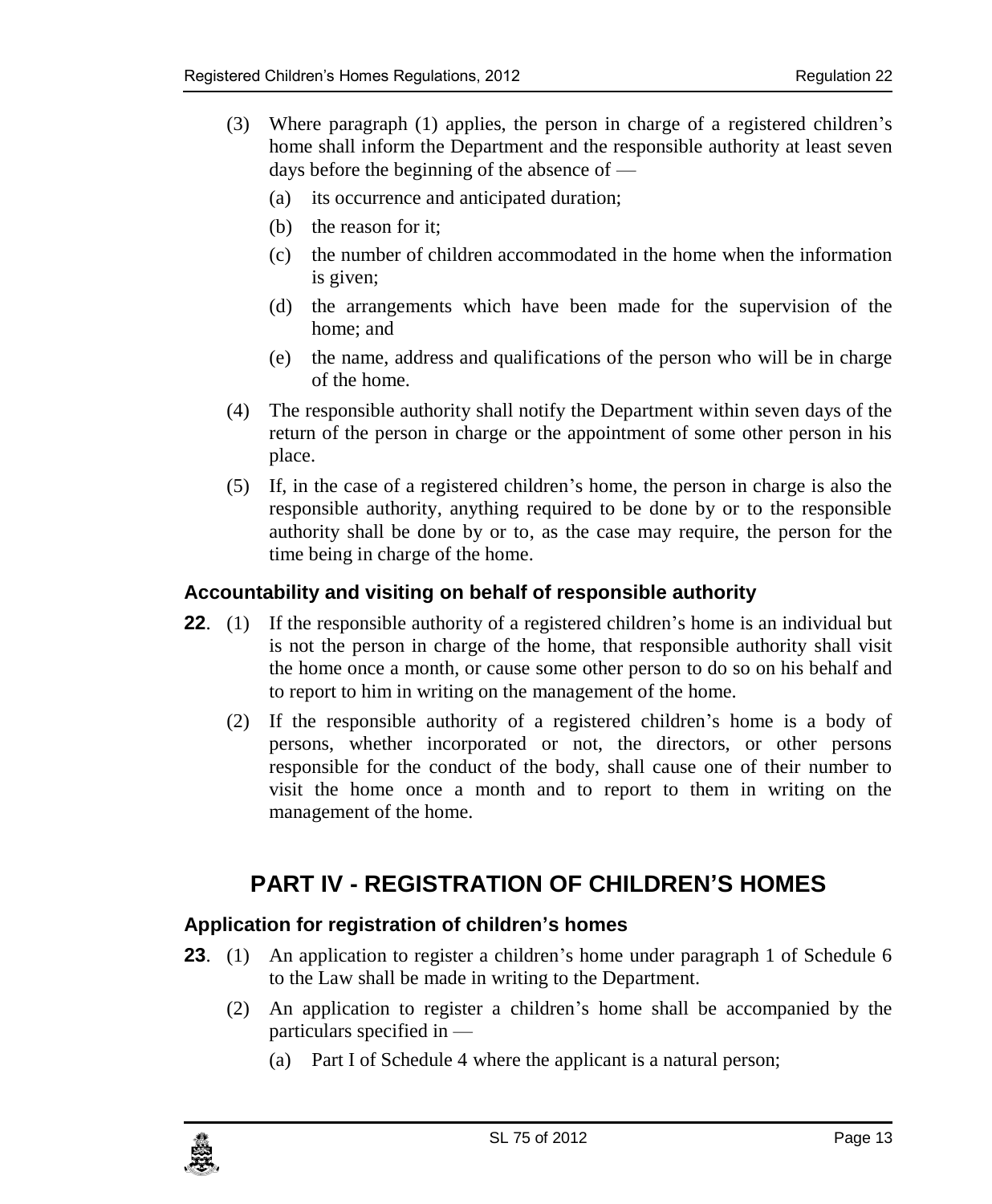(3) Where paragraph (1) applies, the person in charge of a registered children's home shall inform the Department and the responsible authority at least seven days before the beginning of the absence of —

(a) its occurrence and anticipated duration;

(b) the reason for it;

(c) the number of children accommodated in the home when the information is given;

(d) the arrangements which have been made for the supervision of the home; and

(e) the name, address and qualifications of the person who will be in charge of the home.

(4) The responsible authority shall notify the Department within seven days of the return of the person in charge or the appointment of some other person in his place.

(5) If, in the case of a registered children's home, the person in charge is also the responsible authority, anything required to be done by or to the responsible authority shall be done by or to, as the case may require, the person for the time being in charge of the home.

### Accountability and visiting on behalf of responsible authority

**22**. (1) If the responsible authority of a registered children's home is an individual but is not the person in charge of the home, that responsible authority shall visit the home once a month, or cause some other person to do so on his behalf and to report to him in writing on the management of the home.

(2) If the responsible authority of a registered children's home is a body of persons, whether incorporated or not, the directors, or other persons responsible for the conduct of the body, shall cause one of their number to visit the home once a month and to report to them in writing on the management of the home.

## PART IV - REGISTRATION OF CHILDREN'S HOMES

### Application for registration of children's homes

**23**. (1) An application to register a children's home under paragraph 1 of Schedule 6 to the Law shall be made in writing to the Department.

(2) An application to register a children's home shall be accompanied by the particulars specified in —

(a) Part I of Schedule 4 where the applicant is a natural person;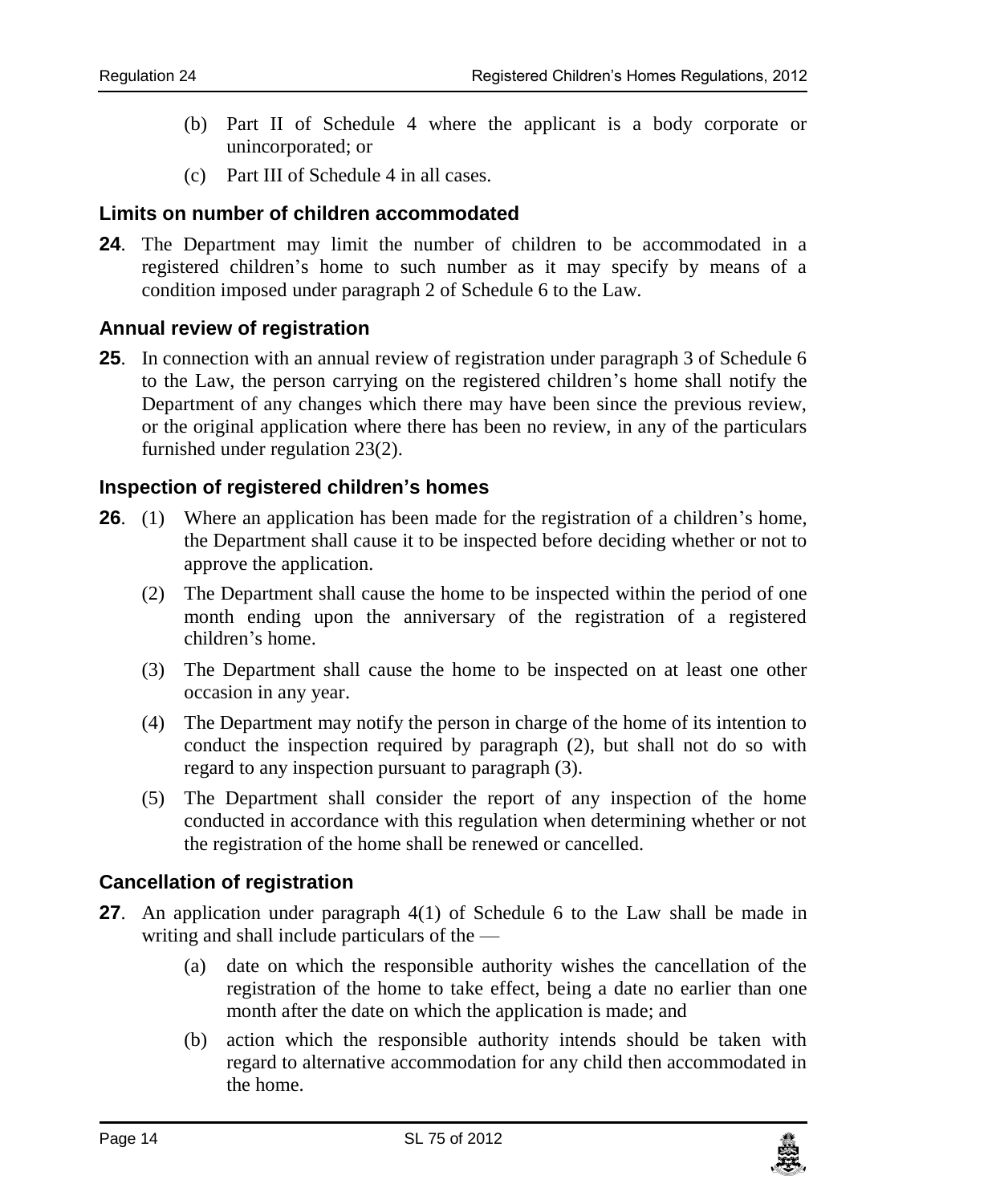(b) Part II of Schedule 4 where the applicant is a body corporate or unincorporated; or

(c) Part III of Schedule 4 in all cases.

### Limits on number of children accommodated

**24**. The Department may limit the number of children to be accommodated in a registered children's home to such number as it may specify by means of a condition imposed under paragraph 2 of Schedule 6 to the Law.

### Annual review of registration

**25**. In connection with an annual review of registration under paragraph 3 of Schedule 6 to the Law, the person carrying on the registered children's home shall notify the Department of any changes which there may have been since the previous review, or the original application where there has been no review, in any of the particulars furnished under regulation 23(2).

### Inspection of registered children's homes

**26**. (1) Where an application has been made for the registration of a children's home, the Department shall cause it to be inspected before deciding whether or not to approve the application.

(2) The Department shall cause the home to be inspected within the period of one month ending upon the anniversary of the registration of a registered children's home.

(3) The Department shall cause the home to be inspected on at least one other occasion in any year.

(4) The Department may notify the person in charge of the home of its intention to conduct the inspection required by paragraph (2), but shall not do so with regard to any inspection pursuant to paragraph (3).

(5) The Department shall consider the report of any inspection of the home conducted in accordance with this regulation when determining whether or not the registration of the home shall be renewed or cancelled.

### Cancellation of registration

**27**. An application under paragraph 4(1) of Schedule 6 to the Law shall be made in writing and shall include particulars of the —

(a) date on which the responsible authority wishes the cancellation of the registration of the home to take effect, being a date no earlier than one month after the date on which the application is made; and

(b) action which the responsible authority intends should be taken with regard to alternative accommodation for any child then accommodated in the home.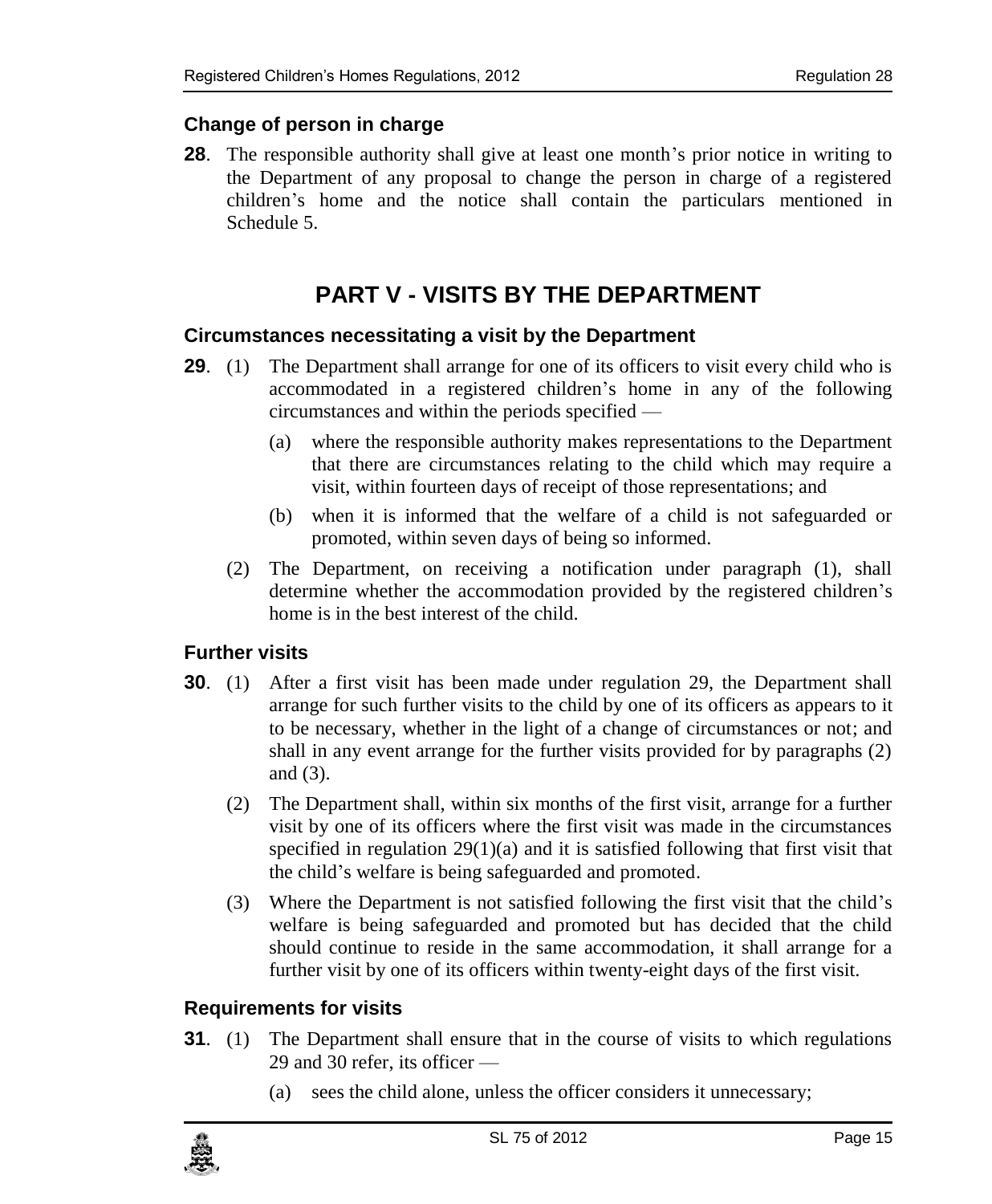### Change of person in charge

**28**. The responsible authority shall give at least one month's prior notice in writing to the Department of any proposal to change the person in charge of a registered children's home and the notice shall contain the particulars mentioned in Schedule 5.

## PART V - VISITS BY THE DEPARTMENT

### Circumstances necessitating a visit by the Department

**29**. (1) The Department shall arrange for one of its officers to visit every child who is accommodated in a registered children's home in any of the following circumstances and within the periods specified —

(a) where the responsible authority makes representations to the Department that there are circumstances relating to the child which may require a visit, within fourteen days of receipt of those representations; and

(b) when it is informed that the welfare of a child is not safeguarded or promoted, within seven days of being so informed.

(2) The Department, on receiving a notification under paragraph (1), shall determine whether the accommodation provided by the registered children's home is in the best interest of the child.

### Further visits

**30**. (1) After a first visit has been made under regulation 29, the Department shall arrange for such further visits to the child by one of its officers as appears to it to be necessary, whether in the light of a change of circumstances or not; and shall in any event arrange for the further visits provided for by paragraphs (2) and (3).

(2) The Department shall, within six months of the first visit, arrange for a further visit by one of its officers where the first visit was made in the circumstances specified in regulation 29(1)(a) and it is satisfied following that first visit that the child's welfare is being safeguarded and promoted.

(3) Where the Department is not satisfied following the first visit that the child's welfare is being safeguarded and promoted but has decided that the child should continue to reside in the same accommodation, it shall arrange for a further visit by one of its officers within twenty-eight days of the first visit.

### Requirements for visits

**31**. (1) The Department shall ensure that in the course of visits to which regulations 29 and 30 refer, its officer —

(a) sees the child alone, unless the officer considers it unnecessary;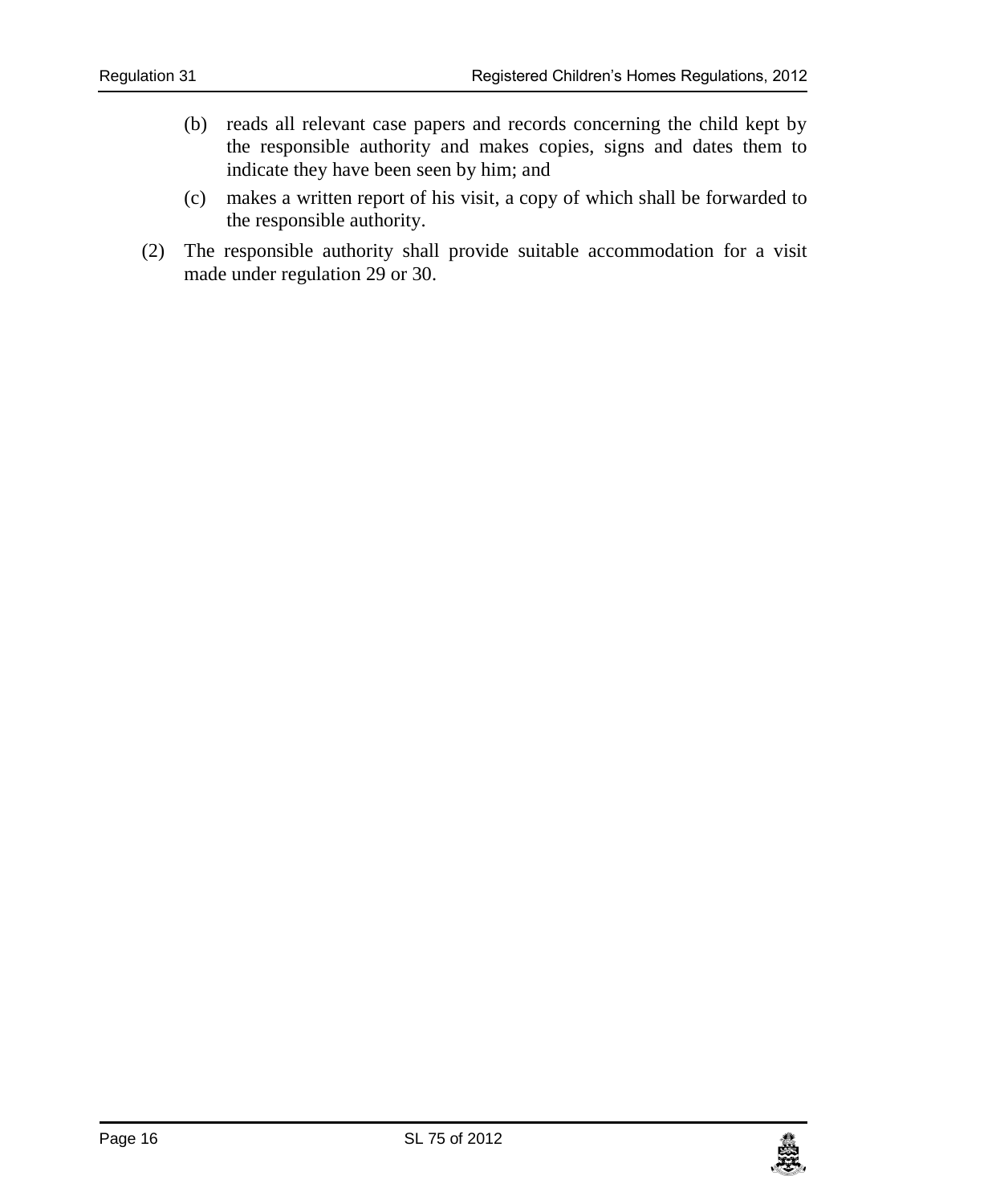(b) reads all relevant case papers and records concerning the child kept by the responsible authority and makes copies, signs and dates them to indicate they have been seen by him; and

(c) makes a written report of his visit, a copy of which shall be forwarded to the responsible authority.

(2) The responsible authority shall provide suitable accommodation for a visit made under regulation 29 or 30.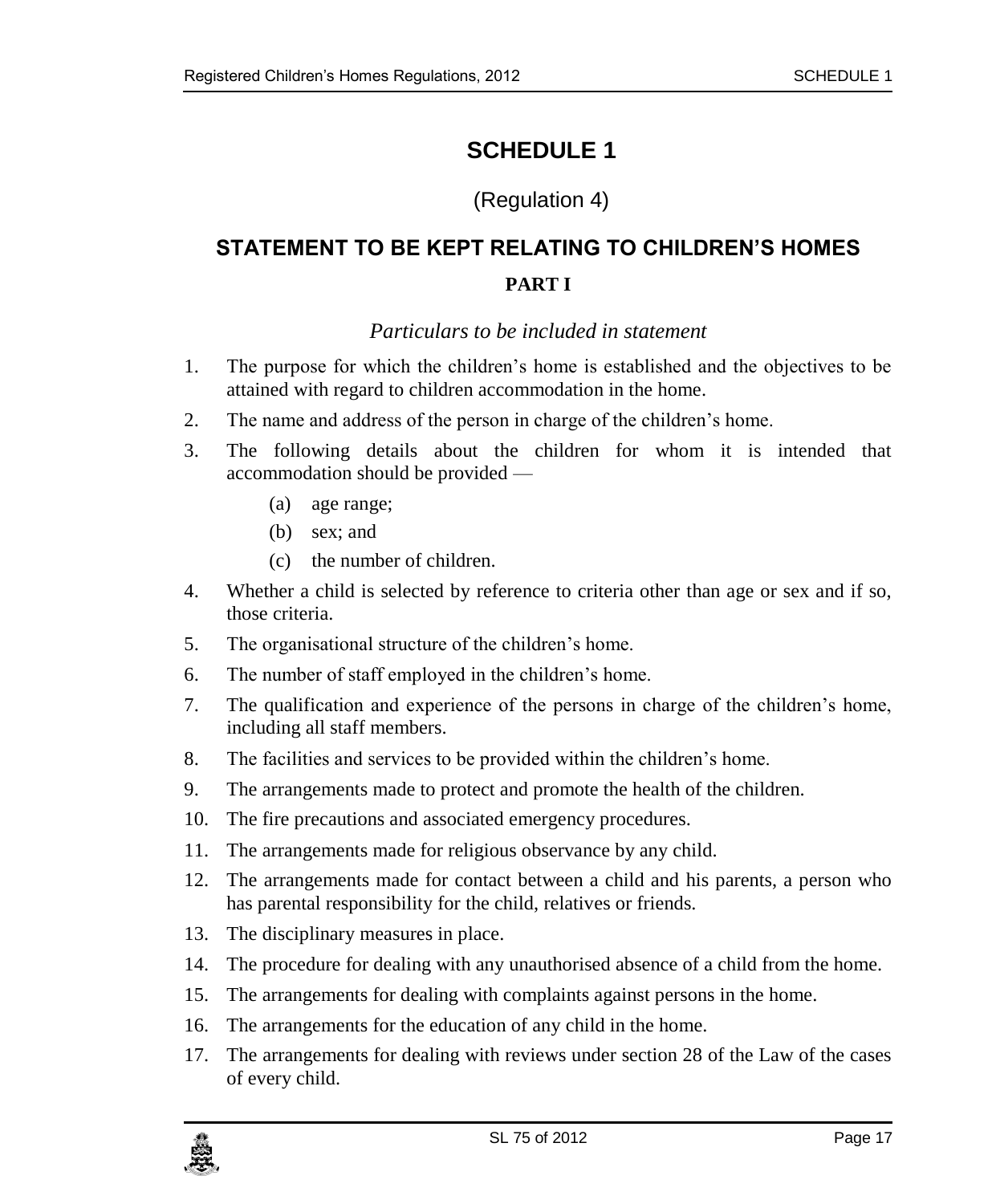# SCHEDULE 1

(Regulation 4)

## STATEMENT TO BE KEPT RELATING TO CHILDREN'S HOMES

### PART I

*Particulars to be included in statement*

1. The purpose for which the children's home is established and the objectives to be attained with regard to children accommodation in the home.
2. The name and address of the person in charge of the children's home.
3. The following details about the children for whom it is intended that accommodation should be provided —
   (a) age range;
   (b) sex; and
   (c) the number of children.
4. Whether a child is selected by reference to criteria other than age or sex and if so, those criteria.
5. The organisational structure of the children's home.
6. The number of staff employed in the children's home.
7. The qualification and experience of the persons in charge of the children's home, including all staff members.
8. The facilities and services to be provided within the children's home.
9. The arrangements made to protect and promote the health of the children.
10. The fire precautions and associated emergency procedures.
11. The arrangements made for religious observance by any child.
12. The arrangements made for contact between a child and his parents, a person who has parental responsibility for the child, relatives or friends.
13. The disciplinary measures in place.
14. The procedure for dealing with any unauthorised absence of a child from the home.
15. The arrangements for dealing with complaints against persons in the home.
16. The arrangements for the education of any child in the home.
17. The arrangements for dealing with reviews under section 28 of the Law of the cases of every child.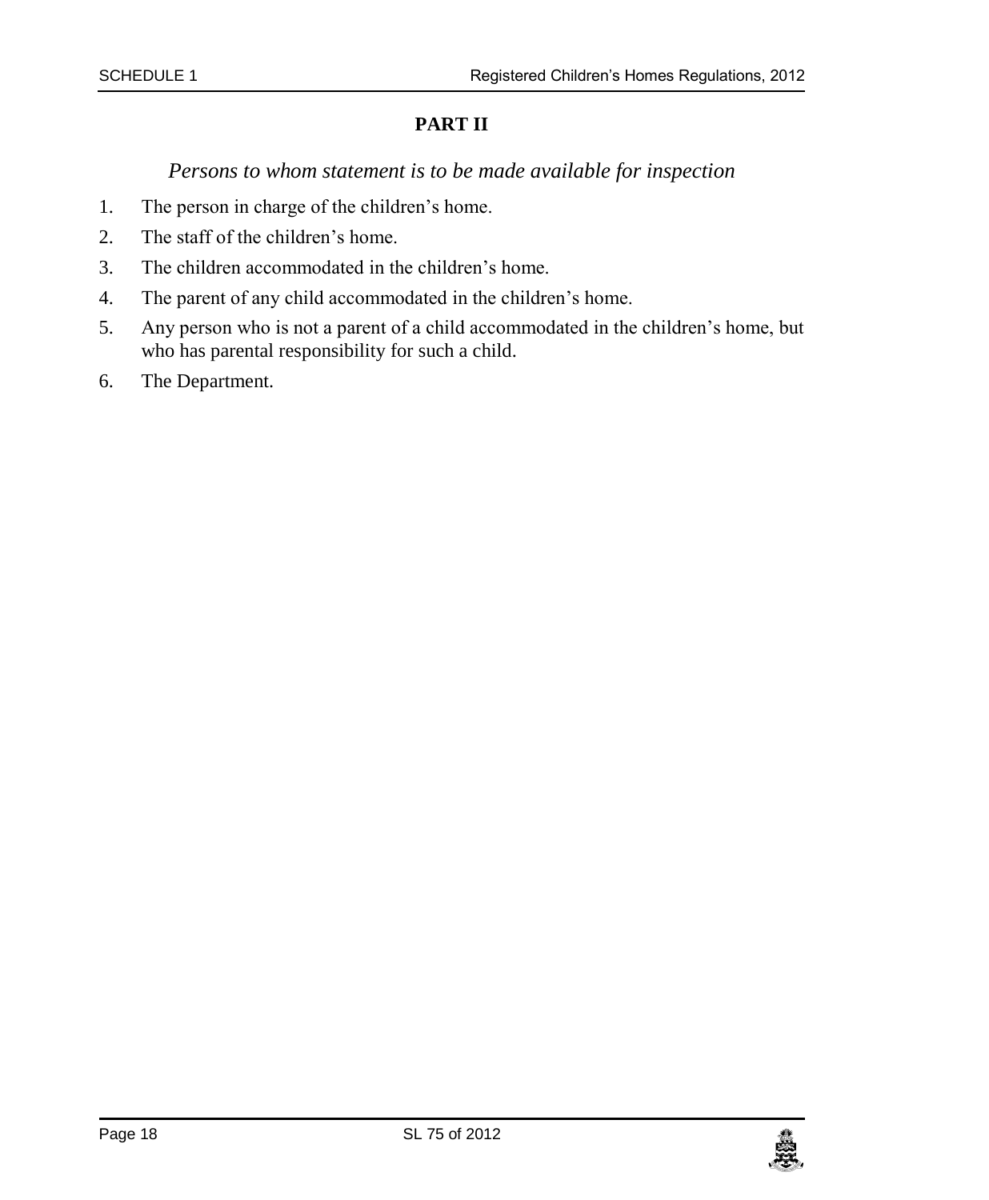## PART II

*Persons to whom statement is to be made available for inspection*

1. The person in charge of the children's home.
2. The staff of the children's home.
3. The children accommodated in the children's home.
4. The parent of any child accommodated in the children's home.
5. Any person who is not a parent of a child accommodated in the children's home, but who has parental responsibility for such a child.
6. The Department.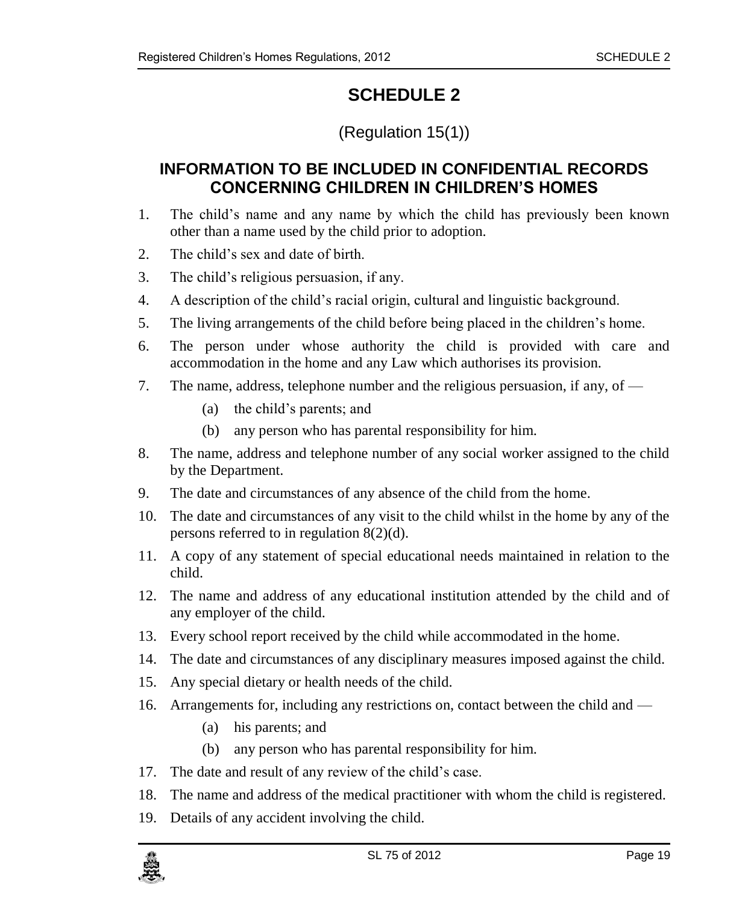# SCHEDULE 2

(Regulation 15(1))

## INFORMATION TO BE INCLUDED IN CONFIDENTIAL RECORDS CONCERNING CHILDREN IN CHILDREN'S HOMES

1. The child's name and any name by which the child has previously been known other than a name used by the child prior to adoption.
2. The child's sex and date of birth.
3. The child's religious persuasion, if any.
4. A description of the child's racial origin, cultural and linguistic background.
5. The living arrangements of the child before being placed in the children's home.
6. The person under whose authority the child is provided with care and accommodation in the home and any Law which authorises its provision.
7. The name, address, telephone number and the religious persuasion, if any, of —
   - (a) the child's parents; and
   - (b) any person who has parental responsibility for him.
8. The name, address and telephone number of any social worker assigned to the child by the Department.
9. The date and circumstances of any absence of the child from the home.
10. The date and circumstances of any visit to the child whilst in the home by any of the persons referred to in regulation 8(2)(d).
11. A copy of any statement of special educational needs maintained in relation to the child.
12. The name and address of any educational institution attended by the child and of any employer of the child.
13. Every school report received by the child while accommodated in the home.
14. The date and circumstances of any disciplinary measures imposed against the child.
15. Any special dietary or health needs of the child.
16. Arrangements for, including any restrictions on, contact between the child and —
    - (a) his parents; and
    - (b) any person who has parental responsibility for him.
17. The date and result of any review of the child's case.
18. The name and address of the medical practitioner with whom the child is registered.
19. Details of any accident involving the child.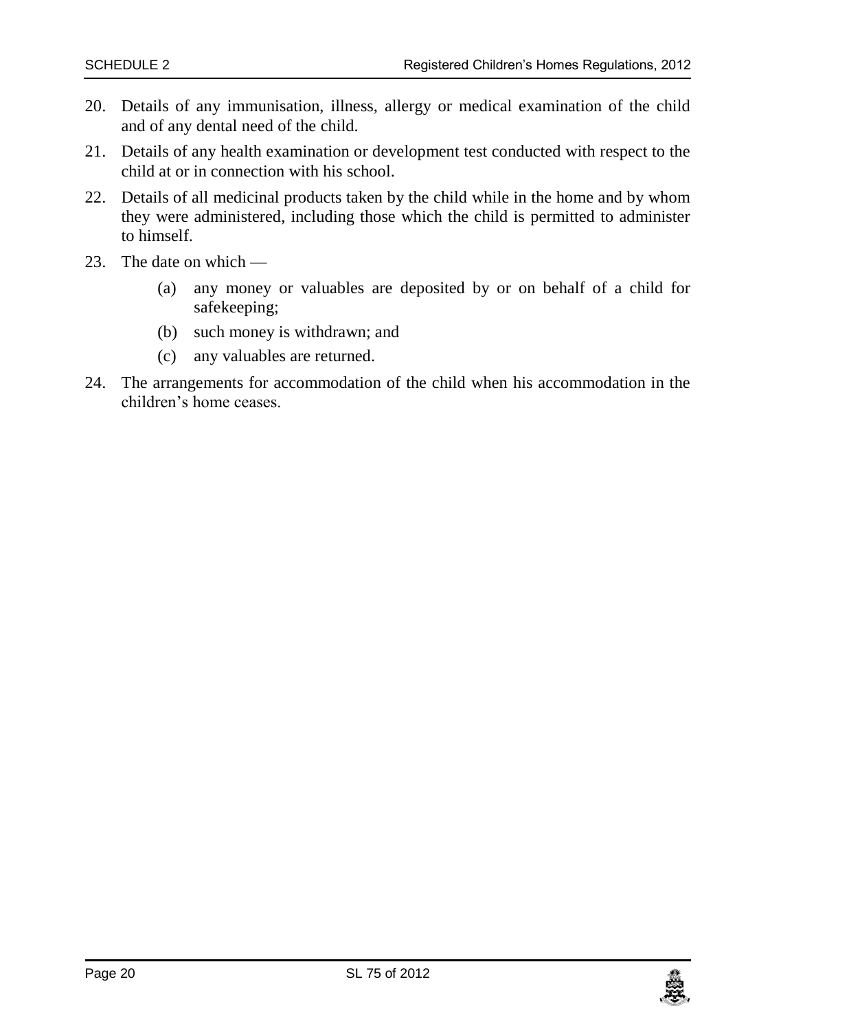20. Details of any immunisation, illness, allergy or medical examination of the child and of any dental need of the child.

21. Details of any health examination or development test conducted with respect to the child at or in connection with his school.

22. Details of all medicinal products taken by the child while in the home and by whom they were administered, including those which the child is permitted to administer to himself.

23. The date on which —

    (a) any money or valuables are deposited by or on behalf of a child for safekeeping;

    (b) such money is withdrawn; and

    (c) any valuables are returned.

24. The arrangements for accommodation of the child when his accommodation in the children's home ceases.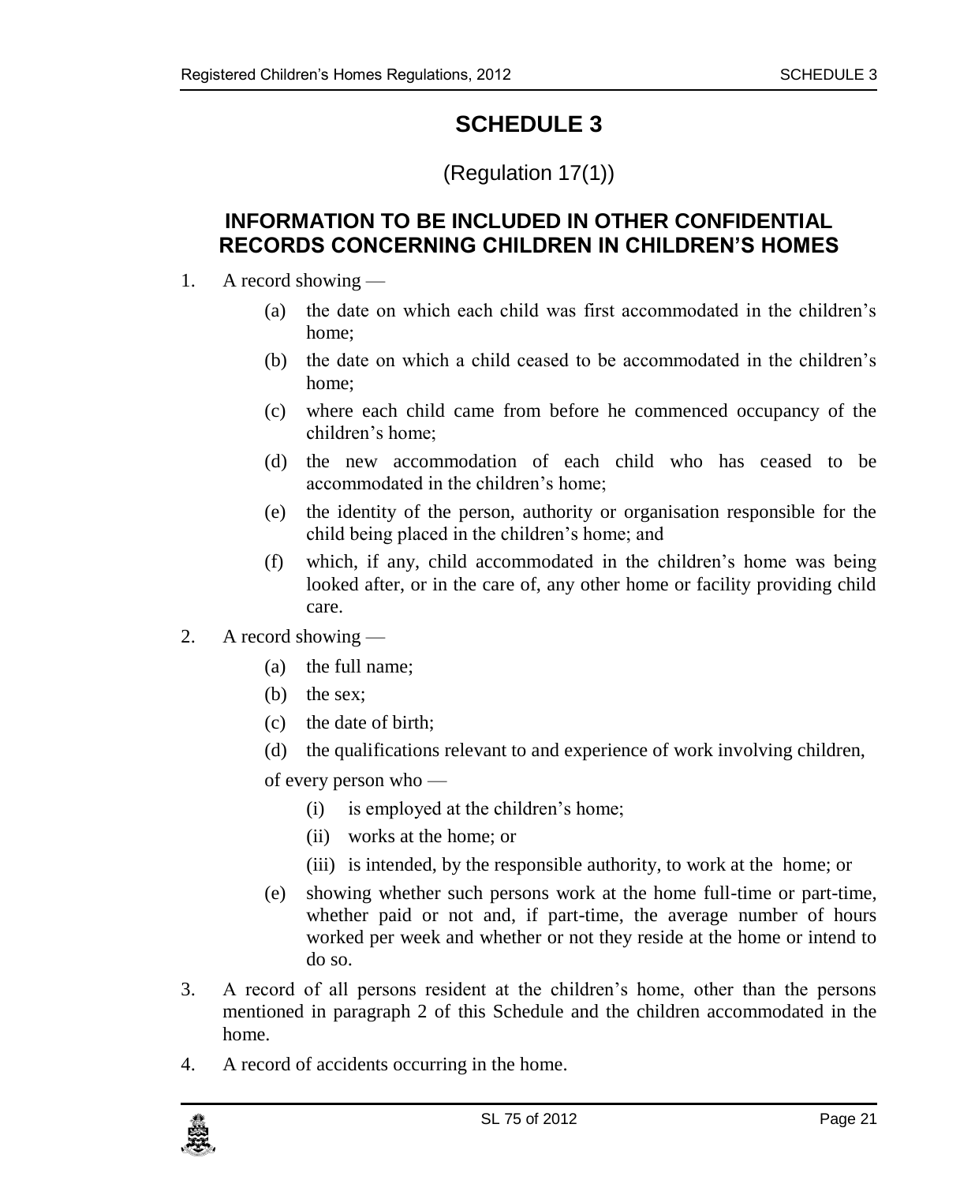# SCHEDULE 3

(Regulation 17(1))

## INFORMATION TO BE INCLUDED IN OTHER CONFIDENTIAL RECORDS CONCERNING CHILDREN IN CHILDREN'S HOMES

1. A record showing —

   (a) the date on which each child was first accommodated in the children's home;

   (b) the date on which a child ceased to be accommodated in the children's home;

   (c) where each child came from before he commenced occupancy of the children's home;

   (d) the new accommodation of each child who has ceased to be accommodated in the children's home;

   (e) the identity of the person, authority or organisation responsible for the child being placed in the children's home; and

   (f) which, if any, child accommodated in the children's home was being looked after, or in the care of, any other home or facility providing child care.

2. A record showing —

   (a) the full name;

   (b) the sex;

   (c) the date of birth;

   (d) the qualifications relevant to and experience of work involving children,

   of every person who —

   (i) is employed at the children's home;

   (ii) works at the home; or

   (iii) is intended, by the responsible authority, to work at the home; or

   (e) showing whether such persons work at the home full-time or part-time, whether paid or not and, if part-time, the average number of hours worked per week and whether or not they reside at the home or intend to do so.

3. A record of all persons resident at the children's home, other than the persons mentioned in paragraph 2 of this Schedule and the children accommodated in the home.

4. A record of accidents occurring in the home.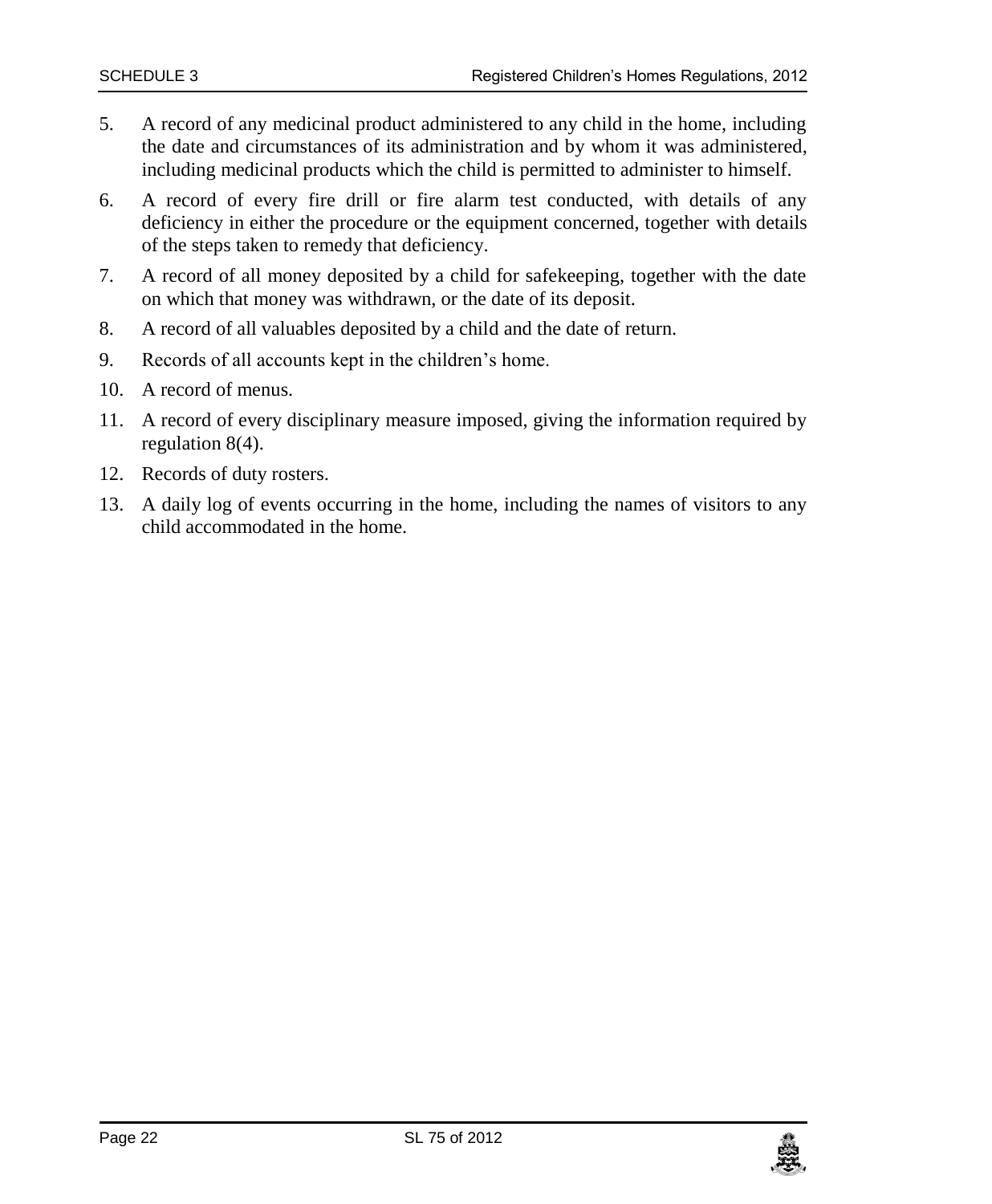5. A record of any medicinal product administered to any child in the home, including the date and circumstances of its administration and by whom it was administered, including medicinal products which the child is permitted to administer to himself.
6. A record of every fire drill or fire alarm test conducted, with details of any deficiency in either the procedure or the equipment concerned, together with details of the steps taken to remedy that deficiency.
7. A record of all money deposited by a child for safekeeping, together with the date on which that money was withdrawn, or the date of its deposit.
8. A record of all valuables deposited by a child and the date of return.
9. Records of all accounts kept in the children's home.
10. A record of menus.
11. A record of every disciplinary measure imposed, giving the information required by regulation 8(4).
12. Records of duty rosters.
13. A daily log of events occurring in the home, including the names of visitors to any child accommodated in the home.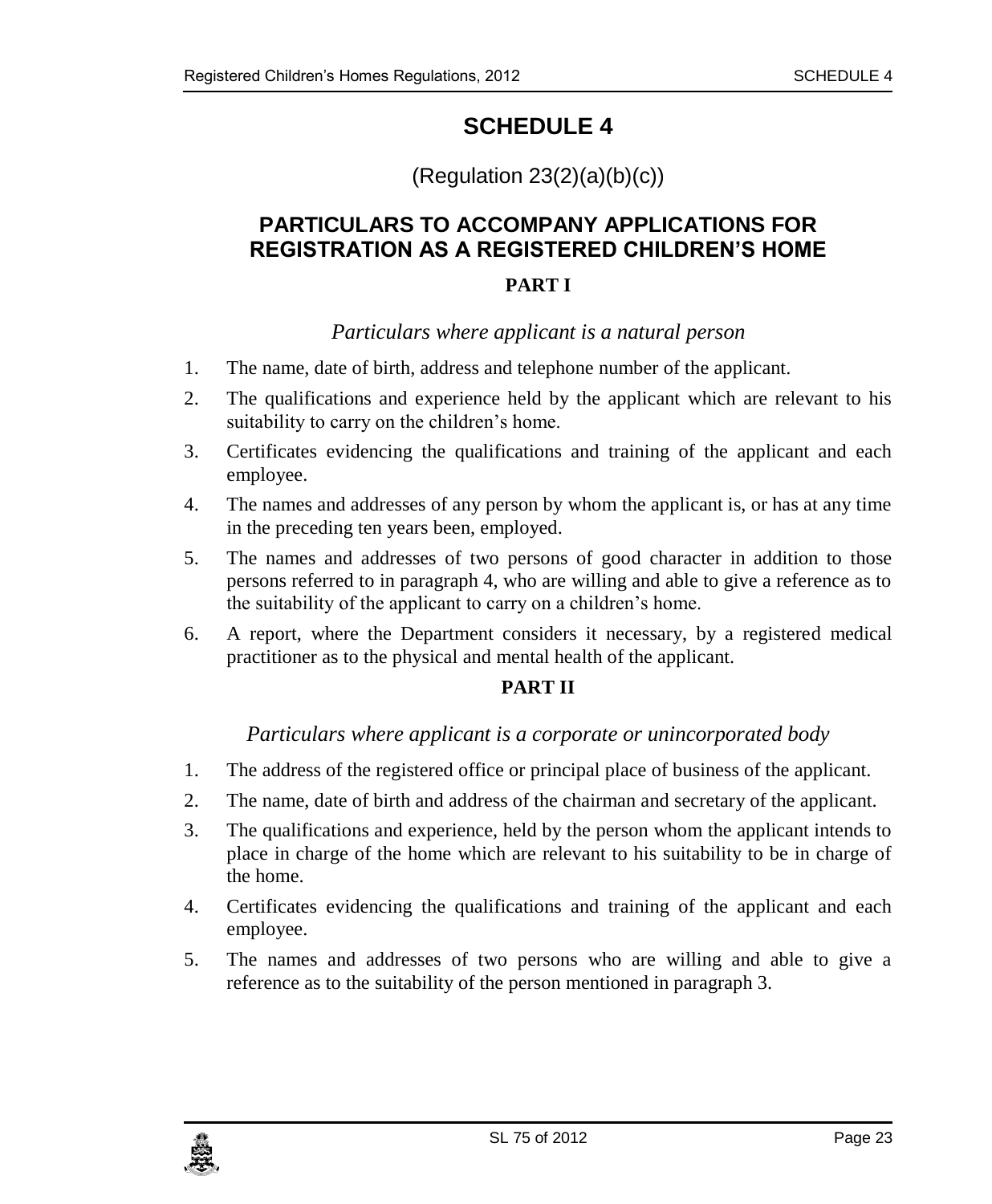# SCHEDULE 4

(Regulation 23(2)(a)(b)(c))

## PARTICULARS TO ACCOMPANY APPLICATIONS FOR REGISTRATION AS A REGISTERED CHILDREN'S HOME

### PART I

*Particulars where applicant is a natural person*

1. The name, date of birth, address and telephone number of the applicant.
2. The qualifications and experience held by the applicant which are relevant to his suitability to carry on the children's home.
3. Certificates evidencing the qualifications and training of the applicant and each employee.
4. The names and addresses of any person by whom the applicant is, or has at any time in the preceding ten years been, employed.
5. The names and addresses of two persons of good character in addition to those persons referred to in paragraph 4, who are willing and able to give a reference as to the suitability of the applicant to carry on a children's home.
6. A report, where the Department considers it necessary, by a registered medical practitioner as to the physical and mental health of the applicant.

### PART II

*Particulars where applicant is a corporate or unincorporated body*

1. The address of the registered office or principal place of business of the applicant.
2. The name, date of birth and address of the chairman and secretary of the applicant.
3. The qualifications and experience, held by the person whom the applicant intends to place in charge of the home which are relevant to his suitability to be in charge of the home.
4. Certificates evidencing the qualifications and training of the applicant and each employee.
5. The names and addresses of two persons who are willing and able to give a reference as to the suitability of the person mentioned in paragraph 3.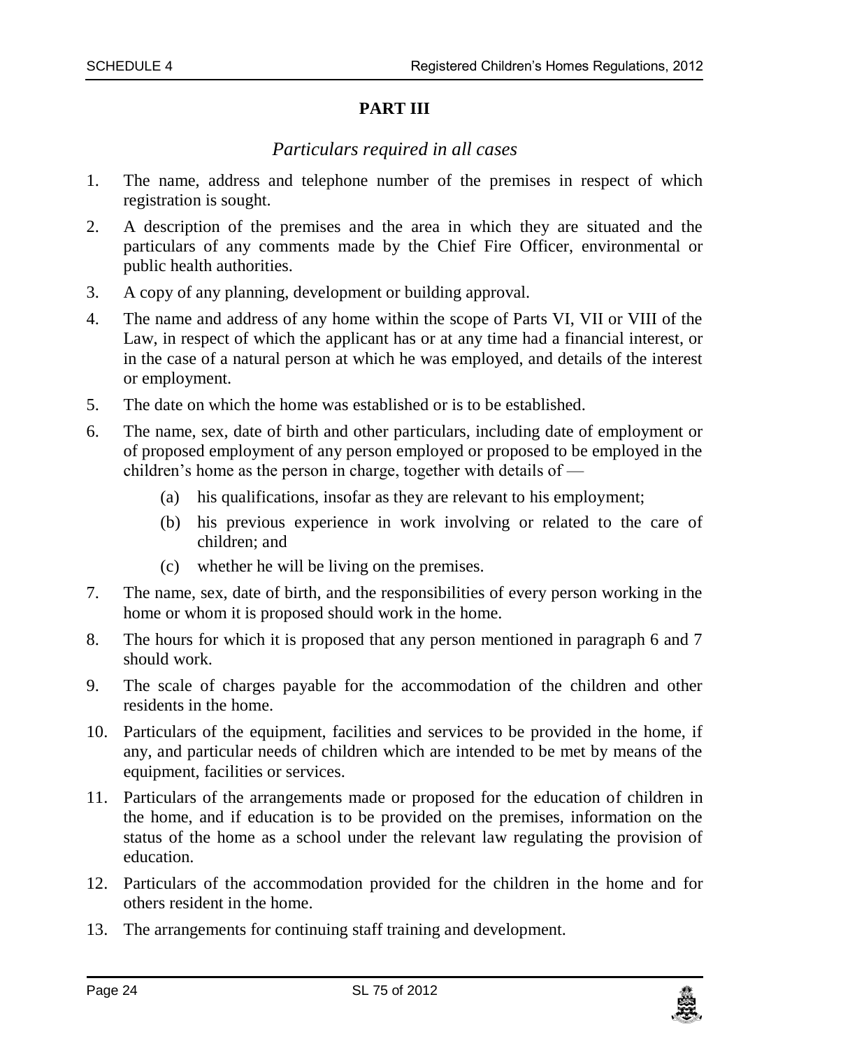## PART III

### *Particulars required in all cases*

1. The name, address and telephone number of the premises in respect of which registration is sought.
2. A description of the premises and the area in which they are situated and the particulars of any comments made by the Chief Fire Officer, environmental or public health authorities.
3. A copy of any planning, development or building approval.
4. The name and address of any home within the scope of Parts VI, VII or VIII of the Law, in respect of which the applicant has or at any time had a financial interest, or in the case of a natural person at which he was employed, and details of the interest or employment.
5. The date on which the home was established or is to be established.
6. The name, sex, date of birth and other particulars, including date of employment or of proposed employment of any person employed or proposed to be employed in the children's home as the person in charge, together with details of —
   - (a) his qualifications, insofar as they are relevant to his employment;
   - (b) his previous experience in work involving or related to the care of children; and
   - (c) whether he will be living on the premises.
7. The name, sex, date of birth, and the responsibilities of every person working in the home or whom it is proposed should work in the home.
8. The hours for which it is proposed that any person mentioned in paragraph 6 and 7 should work.
9. The scale of charges payable for the accommodation of the children and other residents in the home.
10. Particulars of the equipment, facilities and services to be provided in the home, if any, and particular needs of children which are intended to be met by means of the equipment, facilities or services.
11. Particulars of the arrangements made or proposed for the education of children in the home, and if education is to be provided on the premises, information on the status of the home as a school under the relevant law regulating the provision of education.
12. Particulars of the accommodation provided for the children in the home and for others resident in the home.
13. The arrangements for continuing staff training and development.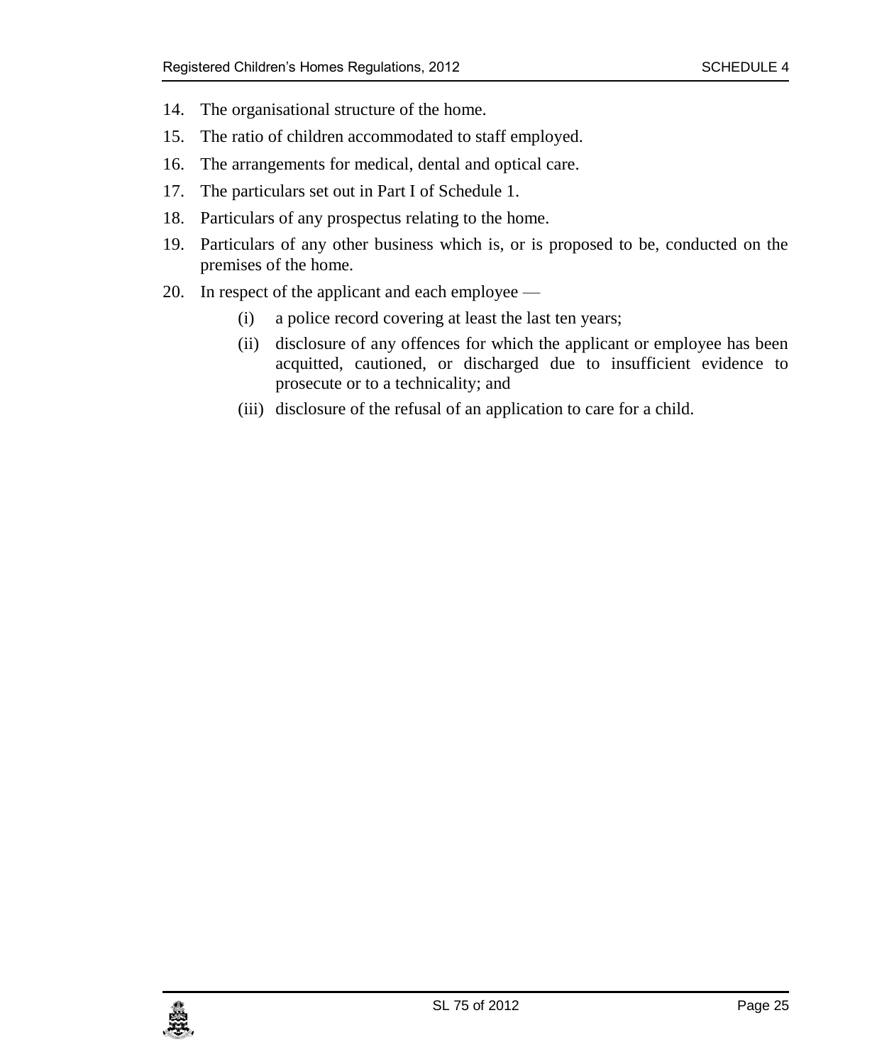14. The organisational structure of the home.
15. The ratio of children accommodated to staff employed.
16. The arrangements for medical, dental and optical care.
17. The particulars set out in Part I of Schedule 1.
18. Particulars of any prospectus relating to the home.
19. Particulars of any other business which is, or is proposed to be, conducted on the premises of the home.
20. In respect of the applicant and each employee —
    - (i) a police record covering at least the last ten years;
    - (ii) disclosure of any offences for which the applicant or employee has been acquitted, cautioned, or discharged due to insufficient evidence to prosecute or to a technicality; and
    - (iii) disclosure of the refusal of an application to care for a child.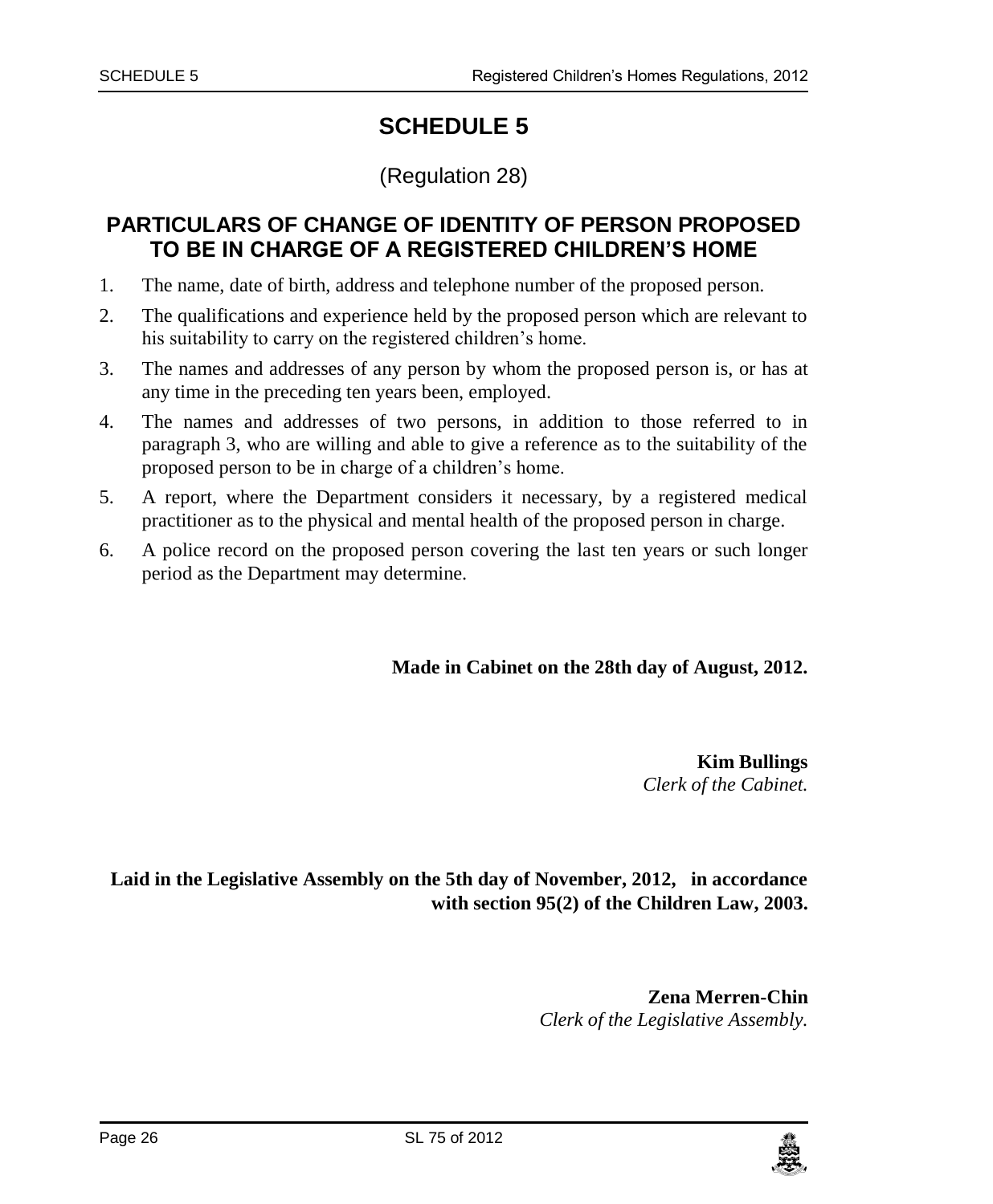# SCHEDULE 5

(Regulation 28)

## PARTICULARS OF CHANGE OF IDENTITY OF PERSON PROPOSED TO BE IN CHARGE OF A REGISTERED CHILDREN'S HOME

1. The name, date of birth, address and telephone number of the proposed person.
2. The qualifications and experience held by the proposed person which are relevant to his suitability to carry on the registered children's home.
3. The names and addresses of any person by whom the proposed person is, or has at any time in the preceding ten years been, employed.
4. The names and addresses of two persons, in addition to those referred to in paragraph 3, who are willing and able to give a reference as to the suitability of the proposed person to be in charge of a children's home.
5. A report, where the Department considers it necessary, by a registered medical practitioner as to the physical and mental health of the proposed person in charge.
6. A police record on the proposed person covering the last ten years or such longer period as the Department may determine.

**Made in Cabinet on the 28th day of August, 2012.**

**Kim Bullings**
*Clerk of the Cabinet.*

**Laid in the Legislative Assembly on the 5th day of November, 2012, in accordance with section 95(2) of the Children Law, 2003.**

**Zena Merren-Chin**
*Clerk of the Legislative Assembly.*